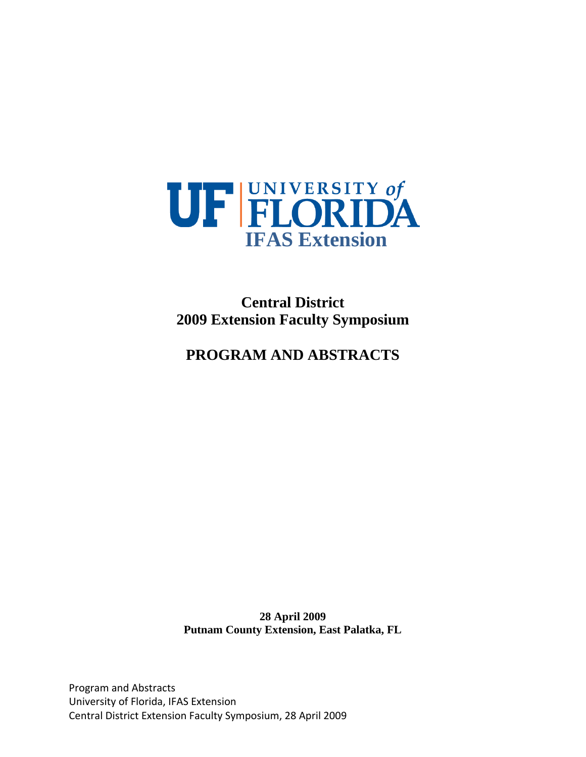UF | UNIVERSITY of FLORIDA

IFAS Extension

# Central District
# 2009 Extension Faculty Symposium

# PROGRAM AND ABSTRACTS

**28 April 2009**
**Putnam County Extension, East Palatka, FL**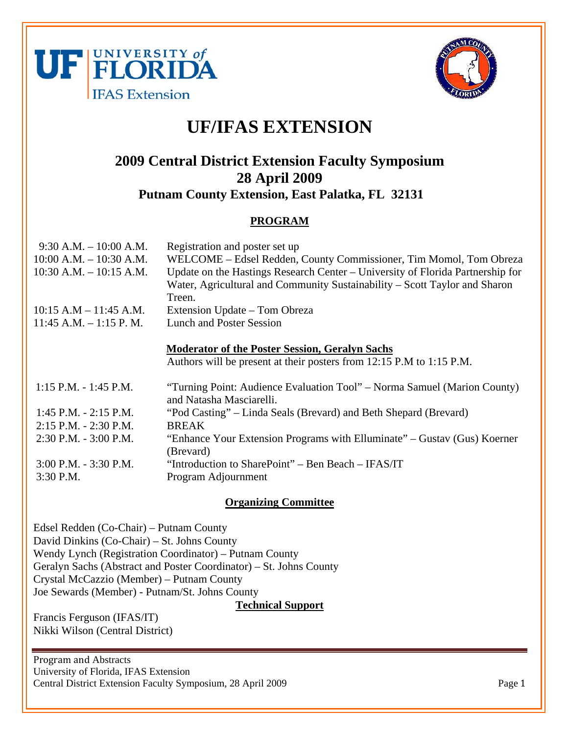# UF/IFAS EXTENSION

## 2009 Central District Extension Faculty Symposium
## 28 April 2009
### Putnam County Extension, East Palatka, FL 32131

**PROGRAM**

| | |
|---|---|
| 9:30 A.M. – 10:00 A.M. | Registration and poster set up |
| 10:00 A.M. – 10:30 A.M. | WELCOME – Edsel Redden, County Commissioner, Tim Momol, Tom Obreza |
| 10:30 A.M. – 10:15 A.M. | Update on the Hastings Research Center – University of Florida Partnership for Water, Agricultural and Community Sustainability – Scott Taylor and Sharon Treen. |
| 10:15 A.M – 11:45 A.M. | Extension Update – Tom Obreza |
| 11:45 A.M. – 1:15 P. M. | Lunch and Poster Session |
| | **Moderator of the Poster Session, Geralyn Sachs**<br>Authors will be present at their posters from 12:15 P.M to 1:15 P.M. |
| 1:15 P.M. - 1:45 P.M. | "Turning Point: Audience Evaluation Tool" – Norma Samuel (Marion County) and Natasha Masciarelli. |
| 1:45 P.M. - 2:15 P.M. | "Pod Casting" – Linda Seals (Brevard) and Beth Shepard (Brevard) |
| 2:15 P.M. - 2:30 P.M. | BREAK |
| 2:30 P.M. - 3:00 P.M. | "Enhance Your Extension Programs with Elluminate" – Gustav (Gus) Koerner (Brevard) |
| 3:00 P.M. - 3:30 P.M. | "Introduction to SharePoint" – Ben Beach – IFAS/IT |
| 3:30 P.M. | Program Adjournment |

**Organizing Committee**

Edsel Redden (Co-Chair) – Putnam County
David Dinkins (Co-Chair) – St. Johns County
Wendy Lynch (Registration Coordinator) – Putnam County
Geralyn Sachs (Abstract and Poster Coordinator) – St. Johns County
Crystal McCazzio (Member) – Putnam County
Joe Sewards (Member) - Putnam/St. Johns County

**Technical Support**

Francis Ferguson (IFAS/IT)
Nikki Wilson (Central District)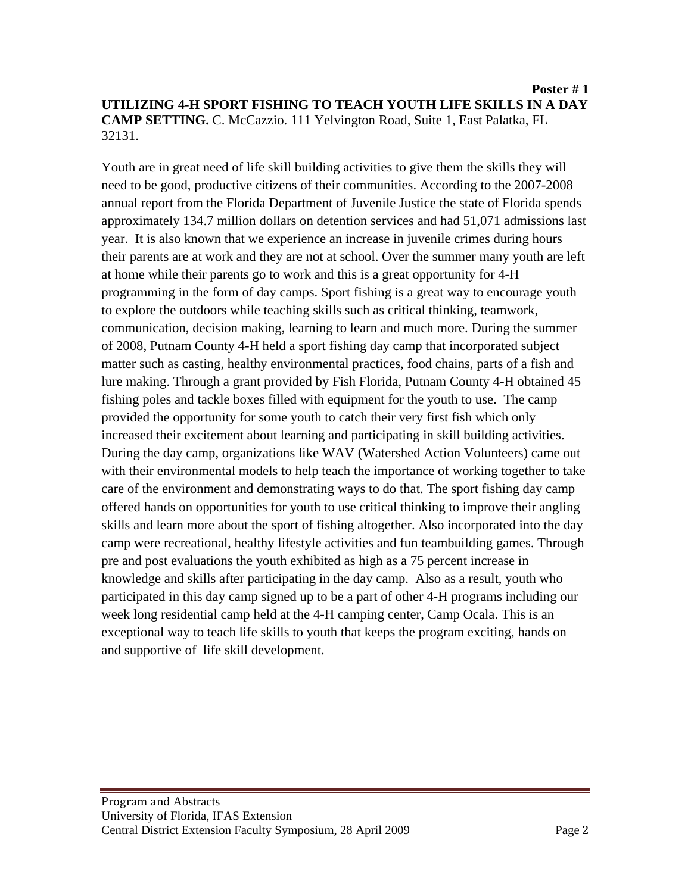**Poster # 1**

**UTILIZING 4-H SPORT FISHING TO TEACH YOUTH LIFE SKILLS IN A DAY CAMP SETTING.** C. McCazzio. 111 Yelvington Road, Suite 1, East Palatka, FL 32131.

Youth are in great need of life skill building activities to give them the skills they will need to be good, productive citizens of their communities. According to the 2007-2008 annual report from the Florida Department of Juvenile Justice the state of Florida spends approximately 134.7 million dollars on detention services and had 51,071 admissions last year. It is also known that we experience an increase in juvenile crimes during hours their parents are at work and they are not at school. Over the summer many youth are left at home while their parents go to work and this is a great opportunity for 4-H programming in the form of day camps. Sport fishing is a great way to encourage youth to explore the outdoors while teaching skills such as critical thinking, teamwork, communication, decision making, learning to learn and much more. During the summer of 2008, Putnam County 4-H held a sport fishing day camp that incorporated subject matter such as casting, healthy environmental practices, food chains, parts of a fish and lure making. Through a grant provided by Fish Florida, Putnam County 4-H obtained 45 fishing poles and tackle boxes filled with equipment for the youth to use. The camp provided the opportunity for some youth to catch their very first fish which only increased their excitement about learning and participating in skill building activities. During the day camp, organizations like WAV (Watershed Action Volunteers) came out with their environmental models to help teach the importance of working together to take care of the environment and demonstrating ways to do that. The sport fishing day camp offered hands on opportunities for youth to use critical thinking to improve their angling skills and learn more about the sport of fishing altogether. Also incorporated into the day camp were recreational, healthy lifestyle activities and fun teambuilding games. Through pre and post evaluations the youth exhibited as high as a 75 percent increase in knowledge and skills after participating in the day camp. Also as a result, youth who participated in this day camp signed up to be a part of other 4-H programs including our week long residential camp held at the 4-H camping center, Camp Ocala. This is an exceptional way to teach life skills to youth that keeps the program exciting, hands on and supportive of life skill development.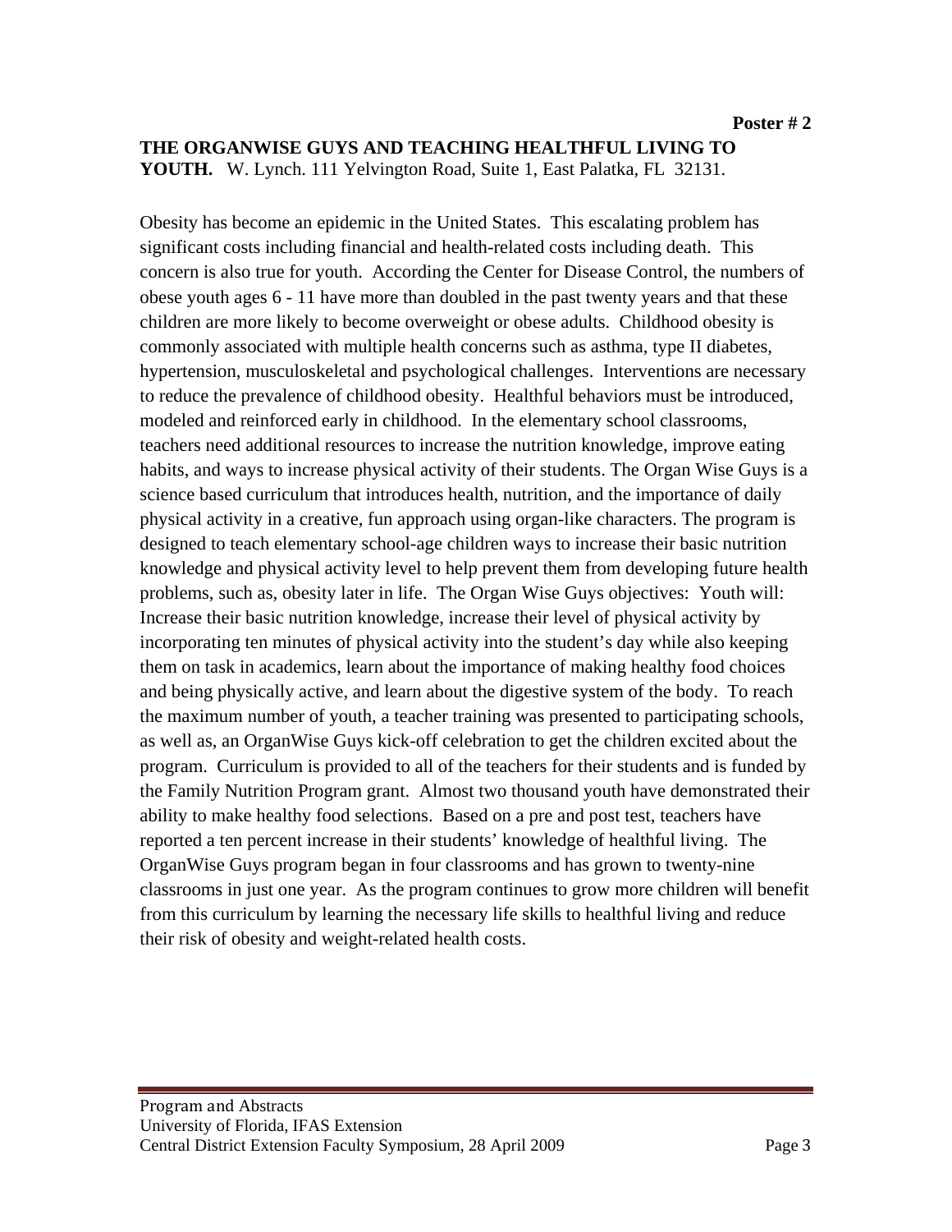**Poster # 2**

**THE ORGANWISE GUYS AND TEACHING HEALTHFUL LIVING TO YOUTH.** W. Lynch. 111 Yelvington Road, Suite 1, East Palatka, FL 32131.

Obesity has become an epidemic in the United States. This escalating problem has significant costs including financial and health-related costs including death. This concern is also true for youth. According the Center for Disease Control, the numbers of obese youth ages 6 - 11 have more than doubled in the past twenty years and that these children are more likely to become overweight or obese adults. Childhood obesity is commonly associated with multiple health concerns such as asthma, type II diabetes, hypertension, musculoskeletal and psychological challenges. Interventions are necessary to reduce the prevalence of childhood obesity. Healthful behaviors must be introduced, modeled and reinforced early in childhood. In the elementary school classrooms, teachers need additional resources to increase the nutrition knowledge, improve eating habits, and ways to increase physical activity of their students. The Organ Wise Guys is a science based curriculum that introduces health, nutrition, and the importance of daily physical activity in a creative, fun approach using organ-like characters. The program is designed to teach elementary school-age children ways to increase their basic nutrition knowledge and physical activity level to help prevent them from developing future health problems, such as, obesity later in life. The Organ Wise Guys objectives: Youth will: Increase their basic nutrition knowledge, increase their level of physical activity by incorporating ten minutes of physical activity into the student's day while also keeping them on task in academics, learn about the importance of making healthy food choices and being physically active, and learn about the digestive system of the body. To reach the maximum number of youth, a teacher training was presented to participating schools, as well as, an OrganWise Guys kick-off celebration to get the children excited about the program. Curriculum is provided to all of the teachers for their students and is funded by the Family Nutrition Program grant. Almost two thousand youth have demonstrated their ability to make healthy food selections. Based on a pre and post test, teachers have reported a ten percent increase in their students' knowledge of healthful living. The OrganWise Guys program began in four classrooms and has grown to twenty-nine classrooms in just one year. As the program continues to grow more children will benefit from this curriculum by learning the necessary life skills to healthful living and reduce their risk of obesity and weight-related health costs.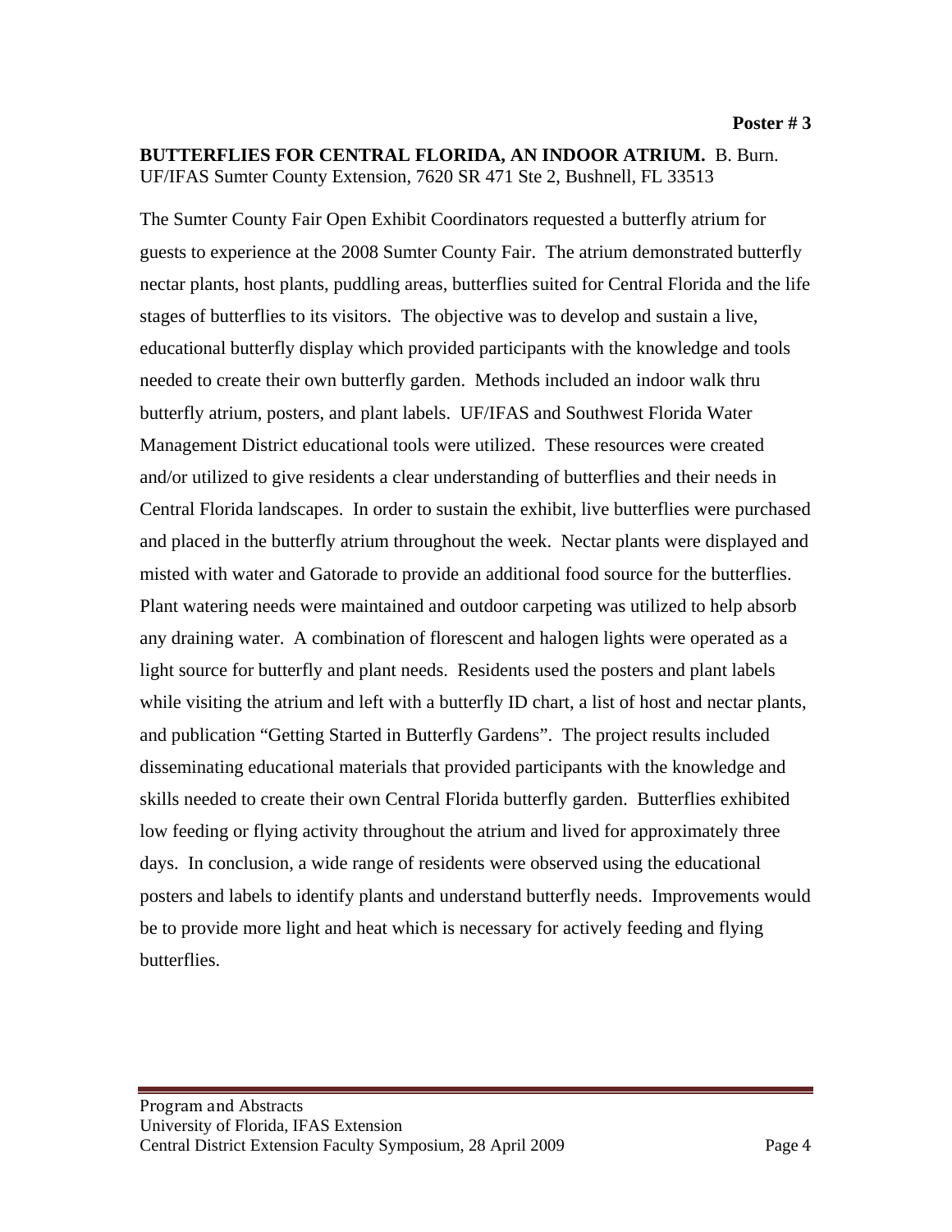**Poster # 3**

**BUTTERFLIES FOR CENTRAL FLORIDA, AN INDOOR ATRIUM.** B. Burn. UF/IFAS Sumter County Extension, 7620 SR 471 Ste 2, Bushnell, FL 33513

The Sumter County Fair Open Exhibit Coordinators requested a butterfly atrium for guests to experience at the 2008 Sumter County Fair. The atrium demonstrated butterfly nectar plants, host plants, puddling areas, butterflies suited for Central Florida and the life stages of butterflies to its visitors. The objective was to develop and sustain a live, educational butterfly display which provided participants with the knowledge and tools needed to create their own butterfly garden. Methods included an indoor walk thru butterfly atrium, posters, and plant labels. UF/IFAS and Southwest Florida Water Management District educational tools were utilized. These resources were created and/or utilized to give residents a clear understanding of butterflies and their needs in Central Florida landscapes. In order to sustain the exhibit, live butterflies were purchased and placed in the butterfly atrium throughout the week. Nectar plants were displayed and misted with water and Gatorade to provide an additional food source for the butterflies. Plant watering needs were maintained and outdoor carpeting was utilized to help absorb any draining water. A combination of florescent and halogen lights were operated as a light source for butterfly and plant needs. Residents used the posters and plant labels while visiting the atrium and left with a butterfly ID chart, a list of host and nectar plants, and publication "Getting Started in Butterfly Gardens". The project results included disseminating educational materials that provided participants with the knowledge and skills needed to create their own Central Florida butterfly garden. Butterflies exhibited low feeding or flying activity throughout the atrium and lived for approximately three days. In conclusion, a wide range of residents were observed using the educational posters and labels to identify plants and understand butterfly needs. Improvements would be to provide more light and heat which is necessary for actively feeding and flying butterflies.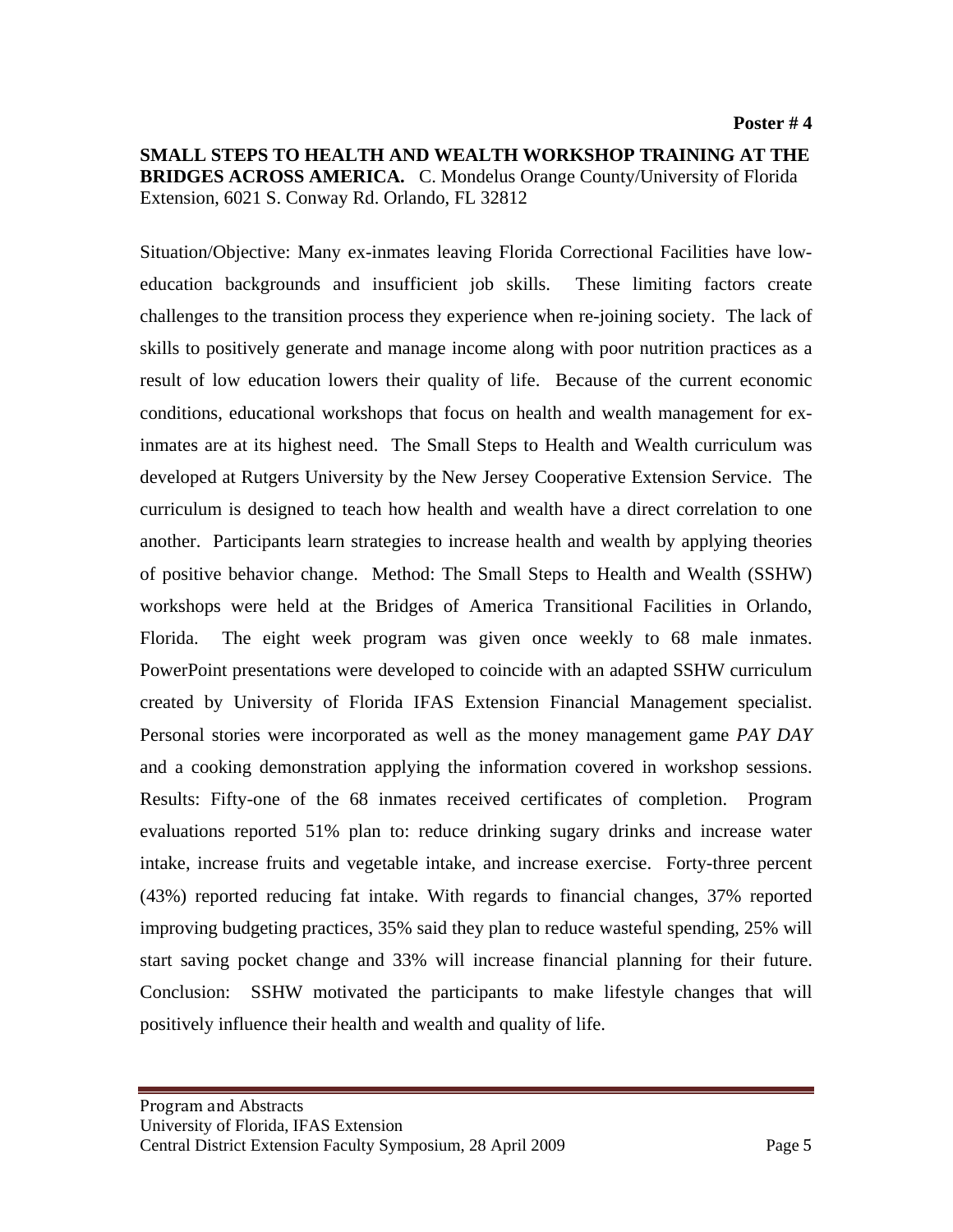**Poster # 4**

**SMALL STEPS TO HEALTH AND WEALTH WORKSHOP TRAINING AT THE BRIDGES ACROSS AMERICA.** C. Mondelus Orange County/University of Florida Extension, 6021 S. Conway Rd. Orlando, FL 32812

Situation/Objective: Many ex-inmates leaving Florida Correctional Facilities have low-education backgrounds and insufficient job skills. These limiting factors create challenges to the transition process they experience when re-joining society. The lack of skills to positively generate and manage income along with poor nutrition practices as a result of low education lowers their quality of life. Because of the current economic conditions, educational workshops that focus on health and wealth management for ex-inmates are at its highest need. The Small Steps to Health and Wealth curriculum was developed at Rutgers University by the New Jersey Cooperative Extension Service. The curriculum is designed to teach how health and wealth have a direct correlation to one another. Participants learn strategies to increase health and wealth by applying theories of positive behavior change. Method: The Small Steps to Health and Wealth (SSHW) workshops were held at the Bridges of America Transitional Facilities in Orlando, Florida. The eight week program was given once weekly to 68 male inmates. PowerPoint presentations were developed to coincide with an adapted SSHW curriculum created by University of Florida IFAS Extension Financial Management specialist. Personal stories were incorporated as well as the money management game *PAY DAY* and a cooking demonstration applying the information covered in workshop sessions. Results: Fifty-one of the 68 inmates received certificates of completion. Program evaluations reported 51% plan to: reduce drinking sugary drinks and increase water intake, increase fruits and vegetable intake, and increase exercise. Forty-three percent (43%) reported reducing fat intake. With regards to financial changes, 37% reported improving budgeting practices, 35% said they plan to reduce wasteful spending, 25% will start saving pocket change and 33% will increase financial planning for their future. Conclusion: SSHW motivated the participants to make lifestyle changes that will positively influence their health and wealth and quality of life.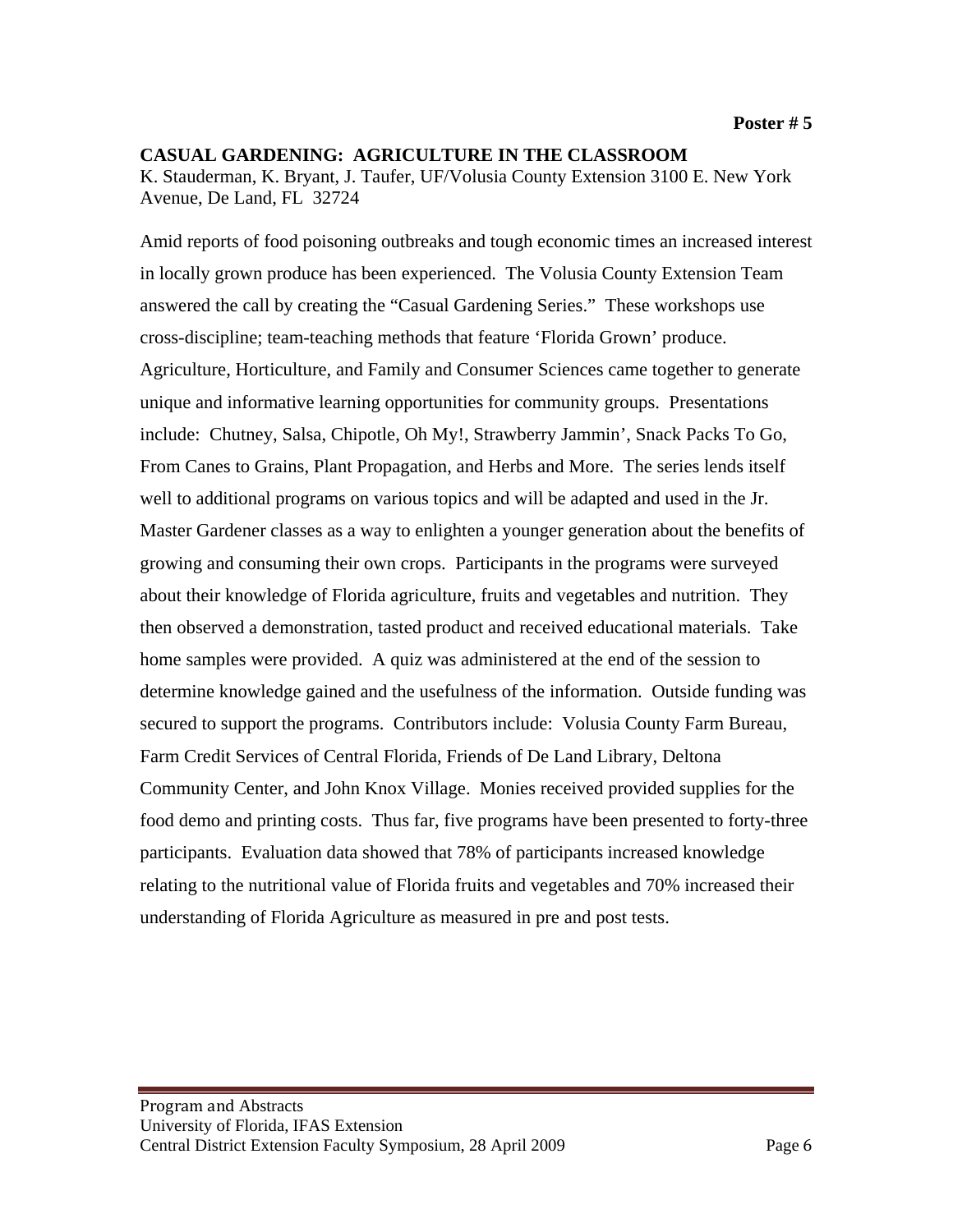**Poster # 5**

## CASUAL GARDENING: AGRICULTURE IN THE CLASSROOM

K. Stauderman, K. Bryant, J. Taufer, UF/Volusia County Extension 3100 E. New York Avenue, De Land, FL 32724

Amid reports of food poisoning outbreaks and tough economic times an increased interest in locally grown produce has been experienced. The Volusia County Extension Team answered the call by creating the "Casual Gardening Series." These workshops use cross-discipline; team-teaching methods that feature 'Florida Grown' produce. Agriculture, Horticulture, and Family and Consumer Sciences came together to generate unique and informative learning opportunities for community groups. Presentations include: Chutney, Salsa, Chipotle, Oh My!, Strawberry Jammin', Snack Packs To Go, From Canes to Grains, Plant Propagation, and Herbs and More. The series lends itself well to additional programs on various topics and will be adapted and used in the Jr. Master Gardener classes as a way to enlighten a younger generation about the benefits of growing and consuming their own crops. Participants in the programs were surveyed about their knowledge of Florida agriculture, fruits and vegetables and nutrition. They then observed a demonstration, tasted product and received educational materials. Take home samples were provided. A quiz was administered at the end of the session to determine knowledge gained and the usefulness of the information. Outside funding was secured to support the programs. Contributors include: Volusia County Farm Bureau, Farm Credit Services of Central Florida, Friends of De Land Library, Deltona Community Center, and John Knox Village. Monies received provided supplies for the food demo and printing costs. Thus far, five programs have been presented to forty-three participants. Evaluation data showed that 78% of participants increased knowledge relating to the nutritional value of Florida fruits and vegetables and 70% increased their understanding of Florida Agriculture as measured in pre and post tests.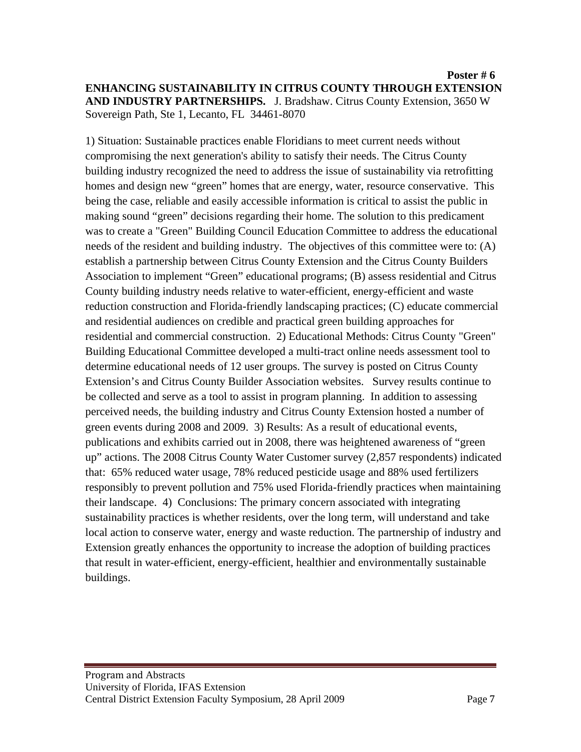**Poster # 6**

**ENHANCING SUSTAINABILITY IN CITRUS COUNTY THROUGH EXTENSION AND INDUSTRY PARTNERSHIPS.** J. Bradshaw. Citrus County Extension, 3650 W Sovereign Path, Ste 1, Lecanto, FL 34461-8070

1) Situation: Sustainable practices enable Floridians to meet current needs without compromising the next generation's ability to satisfy their needs. The Citrus County building industry recognized the need to address the issue of sustainability via retrofitting homes and design new "green" homes that are energy, water, resource conservative. This being the case, reliable and easily accessible information is critical to assist the public in making sound "green" decisions regarding their home. The solution to this predicament was to create a "Green" Building Council Education Committee to address the educational needs of the resident and building industry. The objectives of this committee were to: (A) establish a partnership between Citrus County Extension and the Citrus County Builders Association to implement "Green" educational programs; (B) assess residential and Citrus County building industry needs relative to water-efficient, energy-efficient and waste reduction construction and Florida-friendly landscaping practices; (C) educate commercial and residential audiences on credible and practical green building approaches for residential and commercial construction. 2) Educational Methods: Citrus County "Green" Building Educational Committee developed a multi-tract online needs assessment tool to determine educational needs of 12 user groups. The survey is posted on Citrus County Extension's and Citrus County Builder Association websites. Survey results continue to be collected and serve as a tool to assist in program planning. In addition to assessing perceived needs, the building industry and Citrus County Extension hosted a number of green events during 2008 and 2009. 3) Results: As a result of educational events, publications and exhibits carried out in 2008, there was heightened awareness of "green up" actions. The 2008 Citrus County Water Customer survey (2,857 respondents) indicated that: 65% reduced water usage, 78% reduced pesticide usage and 88% used fertilizers responsibly to prevent pollution and 75% used Florida-friendly practices when maintaining their landscape. 4) Conclusions: The primary concern associated with integrating sustainability practices is whether residents, over the long term, will understand and take local action to conserve water, energy and waste reduction. The partnership of industry and Extension greatly enhances the opportunity to increase the adoption of building practices that result in water-efficient, energy-efficient, healthier and environmentally sustainable buildings.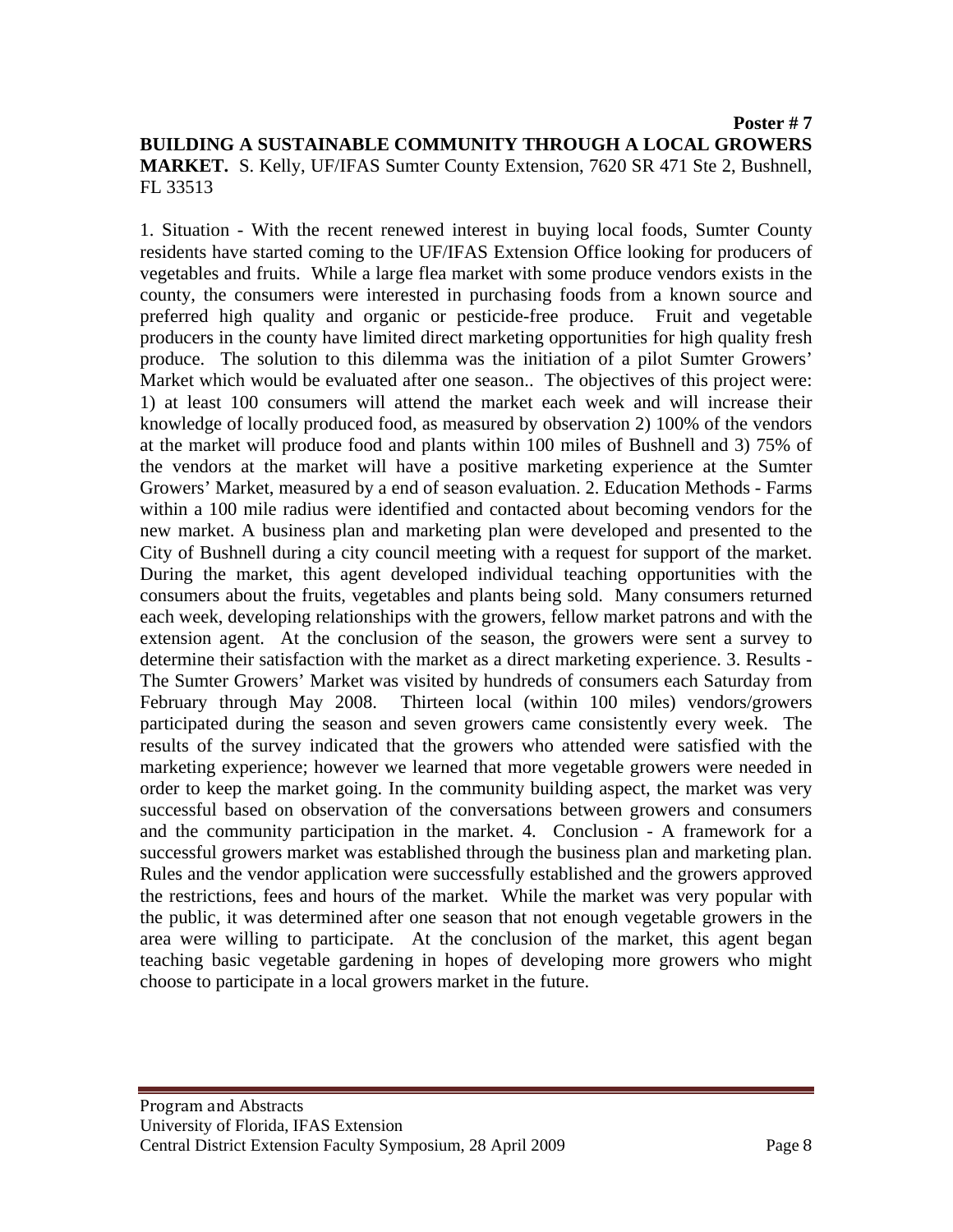**Poster # 7**

**BUILDING A SUSTAINABLE COMMUNITY THROUGH A LOCAL GROWERS MARKET.** S. Kelly, UF/IFAS Sumter County Extension, 7620 SR 471 Ste 2, Bushnell, FL 33513

1. Situation - With the recent renewed interest in buying local foods, Sumter County residents have started coming to the UF/IFAS Extension Office looking for producers of vegetables and fruits. While a large flea market with some produce vendors exists in the county, the consumers were interested in purchasing foods from a known source and preferred high quality and organic or pesticide-free produce. Fruit and vegetable producers in the county have limited direct marketing opportunities for high quality fresh produce. The solution to this dilemma was the initiation of a pilot Sumter Growers' Market which would be evaluated after one season.. The objectives of this project were: 1) at least 100 consumers will attend the market each week and will increase their knowledge of locally produced food, as measured by observation 2) 100% of the vendors at the market will produce food and plants within 100 miles of Bushnell and 3) 75% of the vendors at the market will have a positive marketing experience at the Sumter Growers' Market, measured by a end of season evaluation. 2. Education Methods - Farms within a 100 mile radius were identified and contacted about becoming vendors for the new market. A business plan and marketing plan were developed and presented to the City of Bushnell during a city council meeting with a request for support of the market. During the market, this agent developed individual teaching opportunities with the consumers about the fruits, vegetables and plants being sold. Many consumers returned each week, developing relationships with the growers, fellow market patrons and with the extension agent. At the conclusion of the season, the growers were sent a survey to determine their satisfaction with the market as a direct marketing experience. 3. Results - The Sumter Growers' Market was visited by hundreds of consumers each Saturday from February through May 2008. Thirteen local (within 100 miles) vendors/growers participated during the season and seven growers came consistently every week. The results of the survey indicated that the growers who attended were satisfied with the marketing experience; however we learned that more vegetable growers were needed in order to keep the market going. In the community building aspect, the market was very successful based on observation of the conversations between growers and consumers and the community participation in the market. 4. Conclusion - A framework for a successful growers market was established through the business plan and marketing plan. Rules and the vendor application were successfully established and the growers approved the restrictions, fees and hours of the market. While the market was very popular with the public, it was determined after one season that not enough vegetable growers in the area were willing to participate. At the conclusion of the market, this agent began teaching basic vegetable gardening in hopes of developing more growers who might choose to participate in a local growers market in the future.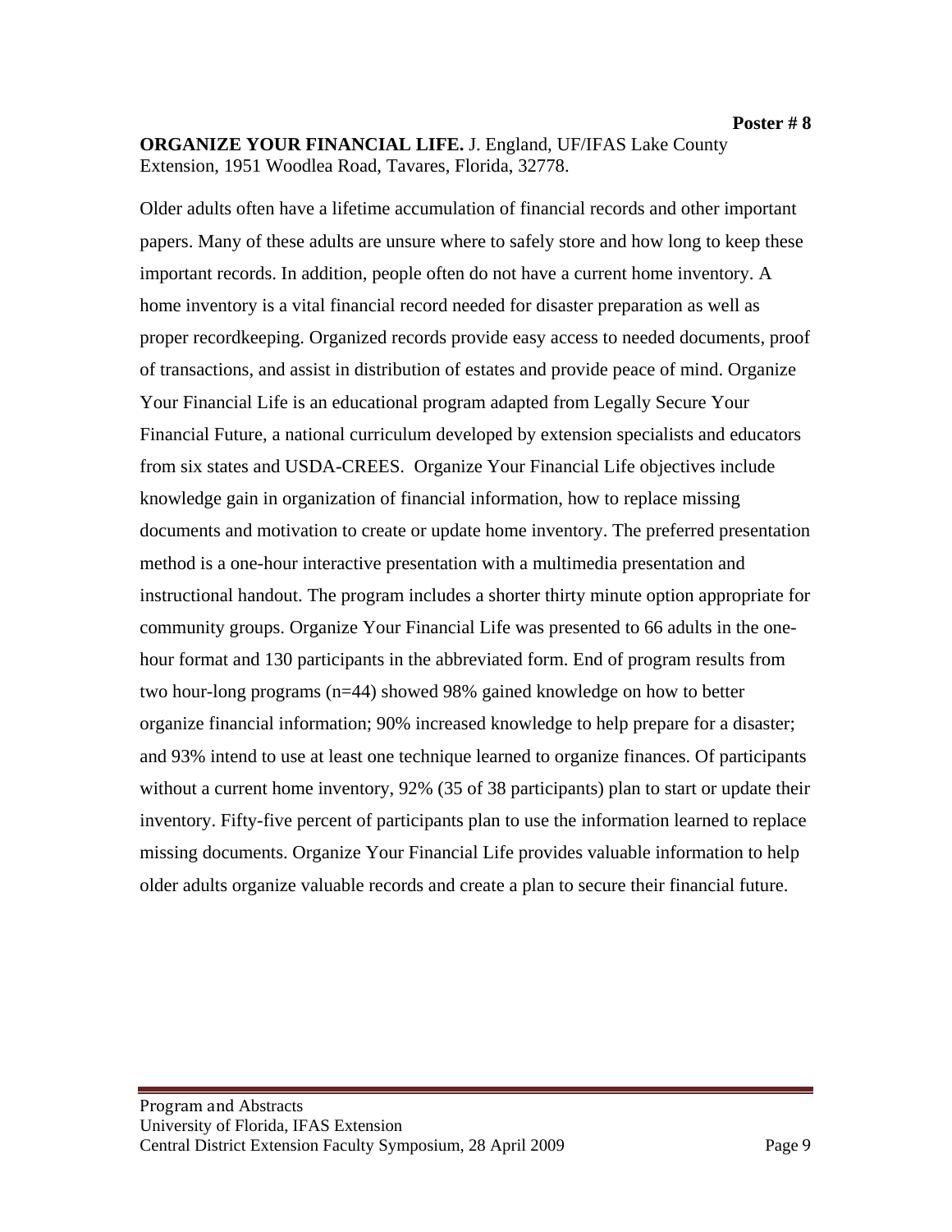**Poster # 8**

**ORGANIZE YOUR FINANCIAL LIFE.** J. England, UF/IFAS Lake County Extension, 1951 Woodlea Road, Tavares, Florida, 32778.

Older adults often have a lifetime accumulation of financial records and other important papers. Many of these adults are unsure where to safely store and how long to keep these important records. In addition, people often do not have a current home inventory. A home inventory is a vital financial record needed for disaster preparation as well as proper recordkeeping. Organized records provide easy access to needed documents, proof of transactions, and assist in distribution of estates and provide peace of mind. Organize Your Financial Life is an educational program adapted from Legally Secure Your Financial Future, a national curriculum developed by extension specialists and educators from six states and USDA-CREES. Organize Your Financial Life objectives include knowledge gain in organization of financial information, how to replace missing documents and motivation to create or update home inventory. The preferred presentation method is a one-hour interactive presentation with a multimedia presentation and instructional handout. The program includes a shorter thirty minute option appropriate for community groups. Organize Your Financial Life was presented to 66 adults in the one-hour format and 130 participants in the abbreviated form. End of program results from two hour-long programs (n=44) showed 98% gained knowledge on how to better organize financial information; 90% increased knowledge to help prepare for a disaster; and 93% intend to use at least one technique learned to organize finances. Of participants without a current home inventory, 92% (35 of 38 participants) plan to start or update their inventory. Fifty-five percent of participants plan to use the information learned to replace missing documents. Organize Your Financial Life provides valuable information to help older adults organize valuable records and create a plan to secure their financial future.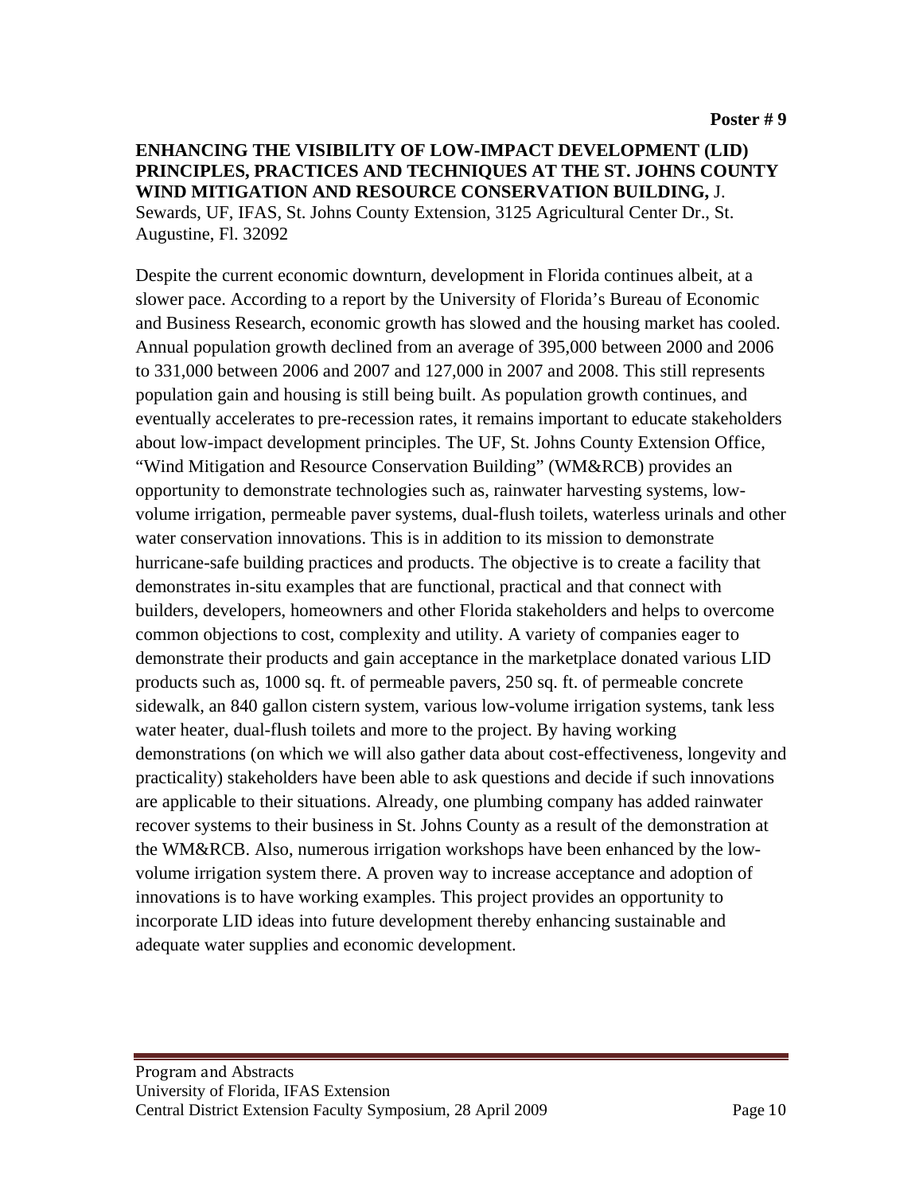**Poster # 9**

**ENHANCING THE VISIBILITY OF LOW-IMPACT DEVELOPMENT (LID) PRINCIPLES, PRACTICES AND TECHNIQUES AT THE ST. JOHNS COUNTY WIND MITIGATION AND RESOURCE CONSERVATION BUILDING,** J. Sewards, UF, IFAS, St. Johns County Extension, 3125 Agricultural Center Dr., St. Augustine, Fl. 32092

Despite the current economic downturn, development in Florida continues albeit, at a slower pace. According to a report by the University of Florida's Bureau of Economic and Business Research, economic growth has slowed and the housing market has cooled. Annual population growth declined from an average of 395,000 between 2000 and 2006 to 331,000 between 2006 and 2007 and 127,000 in 2007 and 2008. This still represents population gain and housing is still being built. As population growth continues, and eventually accelerates to pre-recession rates, it remains important to educate stakeholders about low-impact development principles. The UF, St. Johns County Extension Office, "Wind Mitigation and Resource Conservation Building" (WM&RCB) provides an opportunity to demonstrate technologies such as, rainwater harvesting systems, low-volume irrigation, permeable paver systems, dual-flush toilets, waterless urinals and other water conservation innovations. This is in addition to its mission to demonstrate hurricane-safe building practices and products. The objective is to create a facility that demonstrates in-situ examples that are functional, practical and that connect with builders, developers, homeowners and other Florida stakeholders and helps to overcome common objections to cost, complexity and utility. A variety of companies eager to demonstrate their products and gain acceptance in the marketplace donated various LID products such as, 1000 sq. ft. of permeable pavers, 250 sq. ft. of permeable concrete sidewalk, an 840 gallon cistern system, various low-volume irrigation systems, tank less water heater, dual-flush toilets and more to the project. By having working demonstrations (on which we will also gather data about cost-effectiveness, longevity and practicality) stakeholders have been able to ask questions and decide if such innovations are applicable to their situations. Already, one plumbing company has added rainwater recover systems to their business in St. Johns County as a result of the demonstration at the WM&RCB. Also, numerous irrigation workshops have been enhanced by the low-volume irrigation system there. A proven way to increase acceptance and adoption of innovations is to have working examples. This project provides an opportunity to incorporate LID ideas into future development thereby enhancing sustainable and adequate water supplies and economic development.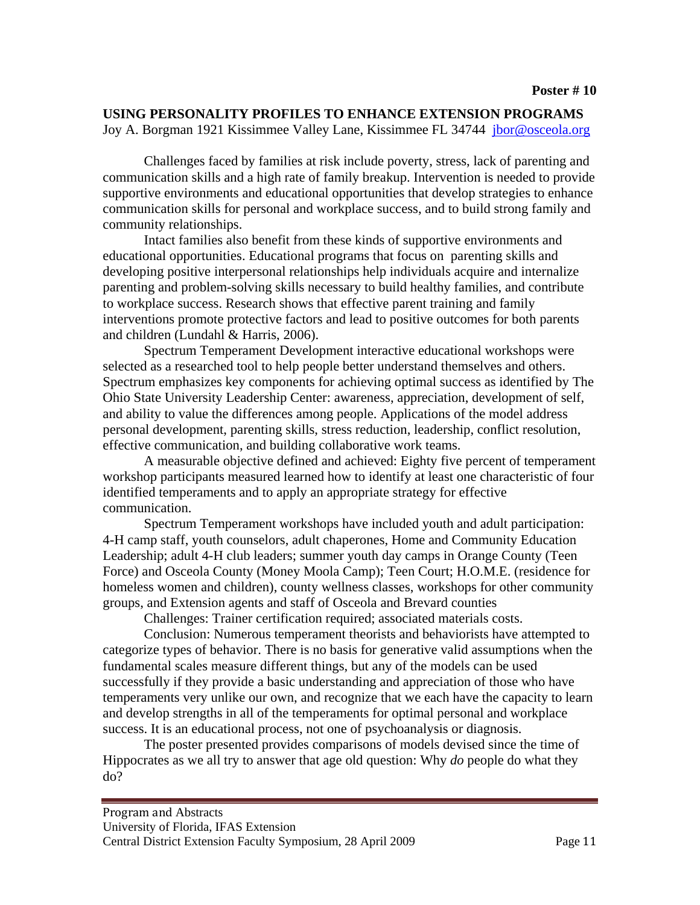**Poster # 10**

## USING PERSONALITY PROFILES TO ENHANCE EXTENSION PROGRAMS

Joy A. Borgman 1921 Kissimmee Valley Lane, Kissimmee FL 34744 jbor@osceola.org

Challenges faced by families at risk include poverty, stress, lack of parenting and communication skills and a high rate of family breakup. Intervention is needed to provide supportive environments and educational opportunities that develop strategies to enhance communication skills for personal and workplace success, and to build strong family and community relationships.

Intact families also benefit from these kinds of supportive environments and educational opportunities. Educational programs that focus on parenting skills and developing positive interpersonal relationships help individuals acquire and internalize parenting and problem-solving skills necessary to build healthy families, and contribute to workplace success. Research shows that effective parent training and family interventions promote protective factors and lead to positive outcomes for both parents and children (Lundahl & Harris, 2006).

Spectrum Temperament Development interactive educational workshops were selected as a researched tool to help people better understand themselves and others. Spectrum emphasizes key components for achieving optimal success as identified by The Ohio State University Leadership Center: awareness, appreciation, development of self, and ability to value the differences among people. Applications of the model address personal development, parenting skills, stress reduction, leadership, conflict resolution, effective communication, and building collaborative work teams.

A measurable objective defined and achieved: Eighty five percent of temperament workshop participants measured learned how to identify at least one characteristic of four identified temperaments and to apply an appropriate strategy for effective communication.

Spectrum Temperament workshops have included youth and adult participation: 4-H camp staff, youth counselors, adult chaperones, Home and Community Education Leadership; adult 4-H club leaders; summer youth day camps in Orange County (Teen Force) and Osceola County (Money Moola Camp); Teen Court; H.O.M.E. (residence for homeless women and children), county wellness classes, workshops for other community groups, and Extension agents and staff of Osceola and Brevard counties

Challenges: Trainer certification required; associated materials costs.

Conclusion: Numerous temperament theorists and behaviorists have attempted to categorize types of behavior. There is no basis for generative valid assumptions when the fundamental scales measure different things, but any of the models can be used successfully if they provide a basic understanding and appreciation of those who have temperaments very unlike our own, and recognize that we each have the capacity to learn and develop strengths in all of the temperaments for optimal personal and workplace success. It is an educational process, not one of psychoanalysis or diagnosis.

The poster presented provides comparisons of models devised since the time of Hippocrates as we all try to answer that age old question: Why *do* people do what they do?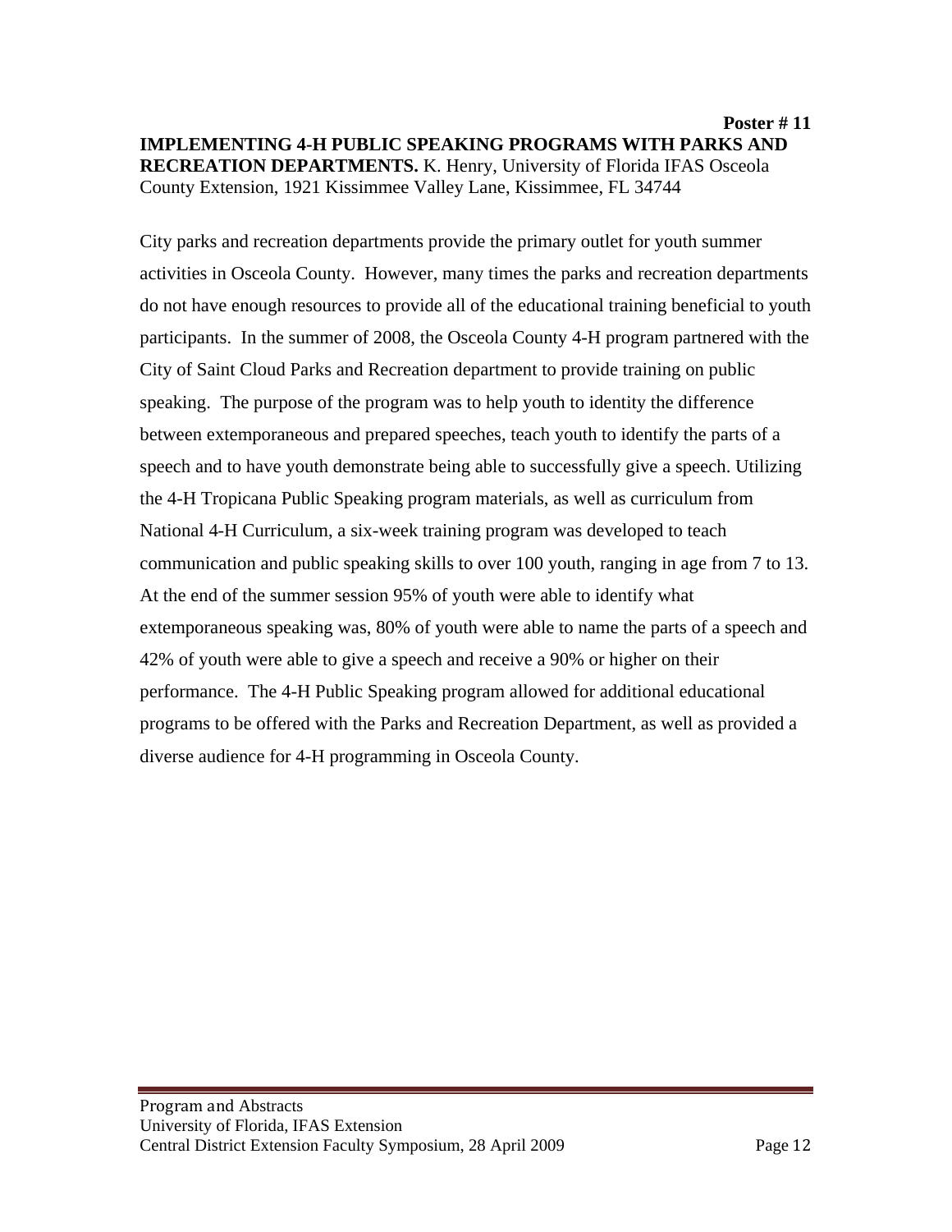**Poster # 11**

**IMPLEMENTING 4-H PUBLIC SPEAKING PROGRAMS WITH PARKS AND RECREATION DEPARTMENTS.** K. Henry, University of Florida IFAS Osceola County Extension, 1921 Kissimmee Valley Lane, Kissimmee, FL 34744

City parks and recreation departments provide the primary outlet for youth summer activities in Osceola County. However, many times the parks and recreation departments do not have enough resources to provide all of the educational training beneficial to youth participants. In the summer of 2008, the Osceola County 4-H program partnered with the City of Saint Cloud Parks and Recreation department to provide training on public speaking. The purpose of the program was to help youth to identity the difference between extemporaneous and prepared speeches, teach youth to identify the parts of a speech and to have youth demonstrate being able to successfully give a speech. Utilizing the 4-H Tropicana Public Speaking program materials, as well as curriculum from National 4-H Curriculum, a six-week training program was developed to teach communication and public speaking skills to over 100 youth, ranging in age from 7 to 13. At the end of the summer session 95% of youth were able to identify what extemporaneous speaking was, 80% of youth were able to name the parts of a speech and 42% of youth were able to give a speech and receive a 90% or higher on their performance. The 4-H Public Speaking program allowed for additional educational programs to be offered with the Parks and Recreation Department, as well as provided a diverse audience for 4-H programming in Osceola County.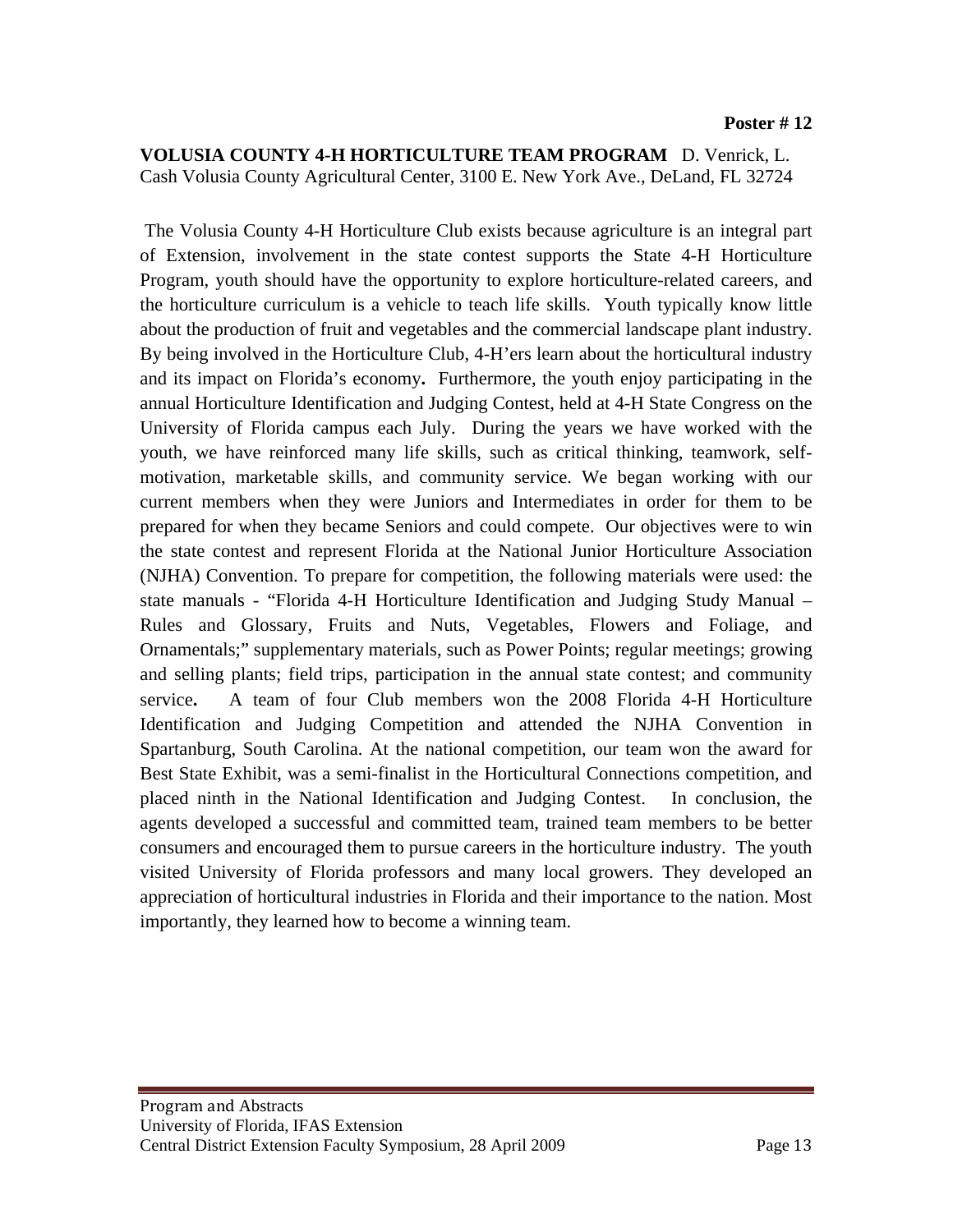**Poster # 12**

**VOLUSIA COUNTY 4-H HORTICULTURE TEAM PROGRAM** D. Venrick, L. Cash Volusia County Agricultural Center, 3100 E. New York Ave., DeLand, FL 32724

The Volusia County 4-H Horticulture Club exists because agriculture is an integral part of Extension, involvement in the state contest supports the State 4-H Horticulture Program, youth should have the opportunity to explore horticulture-related careers, and the horticulture curriculum is a vehicle to teach life skills. Youth typically know little about the production of fruit and vegetables and the commercial landscape plant industry. By being involved in the Horticulture Club, 4-H'ers learn about the horticultural industry and its impact on Florida's economy**.** Furthermore, the youth enjoy participating in the annual Horticulture Identification and Judging Contest, held at 4-H State Congress on the University of Florida campus each July. During the years we have worked with the youth, we have reinforced many life skills, such as critical thinking, teamwork, self-motivation, marketable skills, and community service. We began working with our current members when they were Juniors and Intermediates in order for them to be prepared for when they became Seniors and could compete. Our objectives were to win the state contest and represent Florida at the National Junior Horticulture Association (NJHA) Convention. To prepare for competition, the following materials were used: the state manuals - "Florida 4-H Horticulture Identification and Judging Study Manual – Rules and Glossary, Fruits and Nuts, Vegetables, Flowers and Foliage, and Ornamentals;" supplementary materials, such as Power Points; regular meetings; growing and selling plants; field trips, participation in the annual state contest; and community service**.** A team of four Club members won the 2008 Florida 4-H Horticulture Identification and Judging Competition and attended the NJHA Convention in Spartanburg, South Carolina. At the national competition, our team won the award for Best State Exhibit, was a semi-finalist in the Horticultural Connections competition, and placed ninth in the National Identification and Judging Contest. In conclusion, the agents developed a successful and committed team, trained team members to be better consumers and encouraged them to pursue careers in the horticulture industry. The youth visited University of Florida professors and many local growers. They developed an appreciation of horticultural industries in Florida and their importance to the nation. Most importantly, they learned how to become a winning team.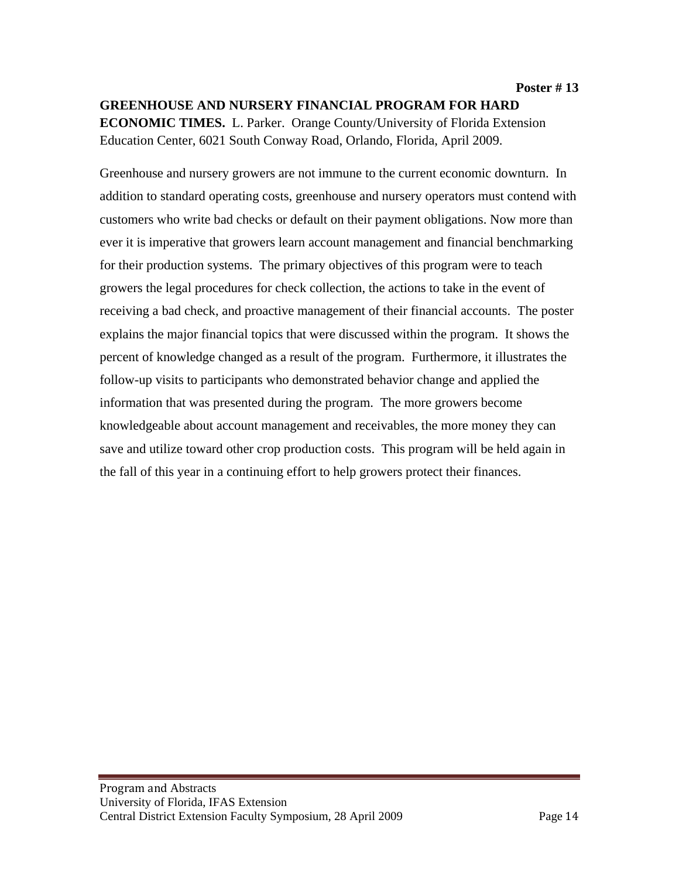**Poster # 13**

**GREENHOUSE AND NURSERY FINANCIAL PROGRAM FOR HARD ECONOMIC TIMES.** L. Parker. Orange County/University of Florida Extension Education Center, 6021 South Conway Road, Orlando, Florida, April 2009.

Greenhouse and nursery growers are not immune to the current economic downturn. In addition to standard operating costs, greenhouse and nursery operators must contend with customers who write bad checks or default on their payment obligations. Now more than ever it is imperative that growers learn account management and financial benchmarking for their production systems. The primary objectives of this program were to teach growers the legal procedures for check collection, the actions to take in the event of receiving a bad check, and proactive management of their financial accounts. The poster explains the major financial topics that were discussed within the program. It shows the percent of knowledge changed as a result of the program. Furthermore, it illustrates the follow-up visits to participants who demonstrated behavior change and applied the information that was presented during the program. The more growers become knowledgeable about account management and receivables, the more money they can save and utilize toward other crop production costs. This program will be held again in the fall of this year in a continuing effort to help growers protect their finances.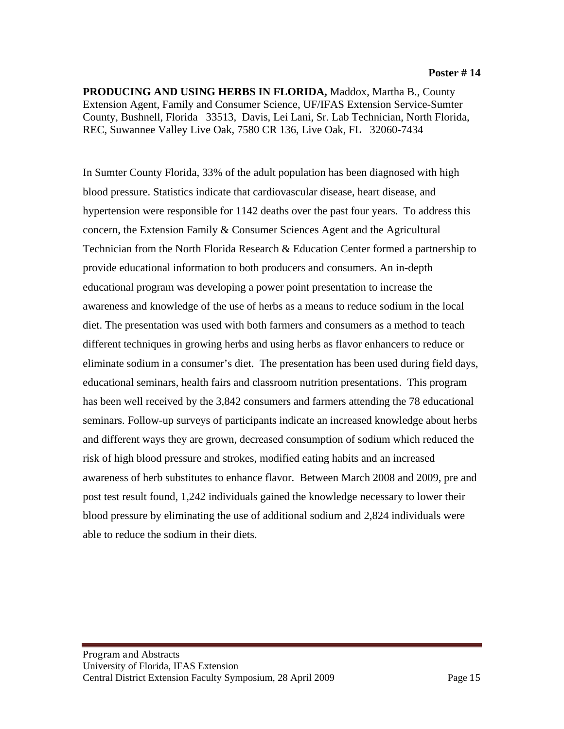**Poster # 14**

**PRODUCING AND USING HERBS IN FLORIDA,** Maddox, Martha B., County Extension Agent, Family and Consumer Science, UF/IFAS Extension Service-Sumter County, Bushnell, Florida 33513, Davis, Lei Lani, Sr. Lab Technician, North Florida, REC, Suwannee Valley Live Oak, 7580 CR 136, Live Oak, FL 32060-7434

In Sumter County Florida, 33% of the adult population has been diagnosed with high blood pressure. Statistics indicate that cardiovascular disease, heart disease, and hypertension were responsible for 1142 deaths over the past four years. To address this concern, the Extension Family & Consumer Sciences Agent and the Agricultural Technician from the North Florida Research & Education Center formed a partnership to provide educational information to both producers and consumers. An in-depth educational program was developing a power point presentation to increase the awareness and knowledge of the use of herbs as a means to reduce sodium in the local diet. The presentation was used with both farmers and consumers as a method to teach different techniques in growing herbs and using herbs as flavor enhancers to reduce or eliminate sodium in a consumer's diet. The presentation has been used during field days, educational seminars, health fairs and classroom nutrition presentations. This program has been well received by the 3,842 consumers and farmers attending the 78 educational seminars. Follow-up surveys of participants indicate an increased knowledge about herbs and different ways they are grown, decreased consumption of sodium which reduced the risk of high blood pressure and strokes, modified eating habits and an increased awareness of herb substitutes to enhance flavor. Between March 2008 and 2009, pre and post test result found, 1,242 individuals gained the knowledge necessary to lower their blood pressure by eliminating the use of additional sodium and 2,824 individuals were able to reduce the sodium in their diets.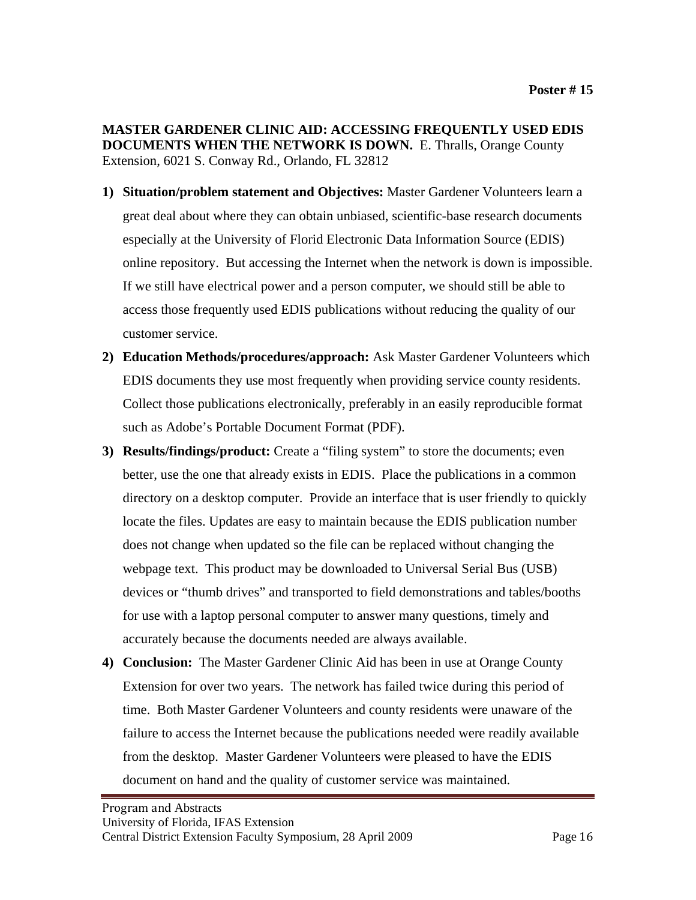**Poster # 15**

**MASTER GARDENER CLINIC AID: ACCESSING FREQUENTLY USED EDIS DOCUMENTS WHEN THE NETWORK IS DOWN.** E. Thralls, Orange County Extension, 6021 S. Conway Rd., Orlando, FL 32812

1) **Situation/problem statement and Objectives:** Master Gardener Volunteers learn a great deal about where they can obtain unbiased, scientific-base research documents especially at the University of Florid Electronic Data Information Source (EDIS) online repository. But accessing the Internet when the network is down is impossible. If we still have electrical power and a person computer, we should still be able to access those frequently used EDIS publications without reducing the quality of our customer service.
2) **Education Methods/procedures/approach:** Ask Master Gardener Volunteers which EDIS documents they use most frequently when providing service county residents. Collect those publications electronically, preferably in an easily reproducible format such as Adobe's Portable Document Format (PDF).
3) **Results/findings/product:** Create a "filing system" to store the documents; even better, use the one that already exists in EDIS. Place the publications in a common directory on a desktop computer. Provide an interface that is user friendly to quickly locate the files. Updates are easy to maintain because the EDIS publication number does not change when updated so the file can be replaced without changing the webpage text. This product may be downloaded to Universal Serial Bus (USB) devices or "thumb drives" and transported to field demonstrations and tables/booths for use with a laptop personal computer to answer many questions, timely and accurately because the documents needed are always available.
4) **Conclusion:** The Master Gardener Clinic Aid has been in use at Orange County Extension for over two years. The network has failed twice during this period of time. Both Master Gardener Volunteers and county residents were unaware of the failure to access the Internet because the publications needed were readily available from the desktop. Master Gardener Volunteers were pleased to have the EDIS document on hand and the quality of customer service was maintained.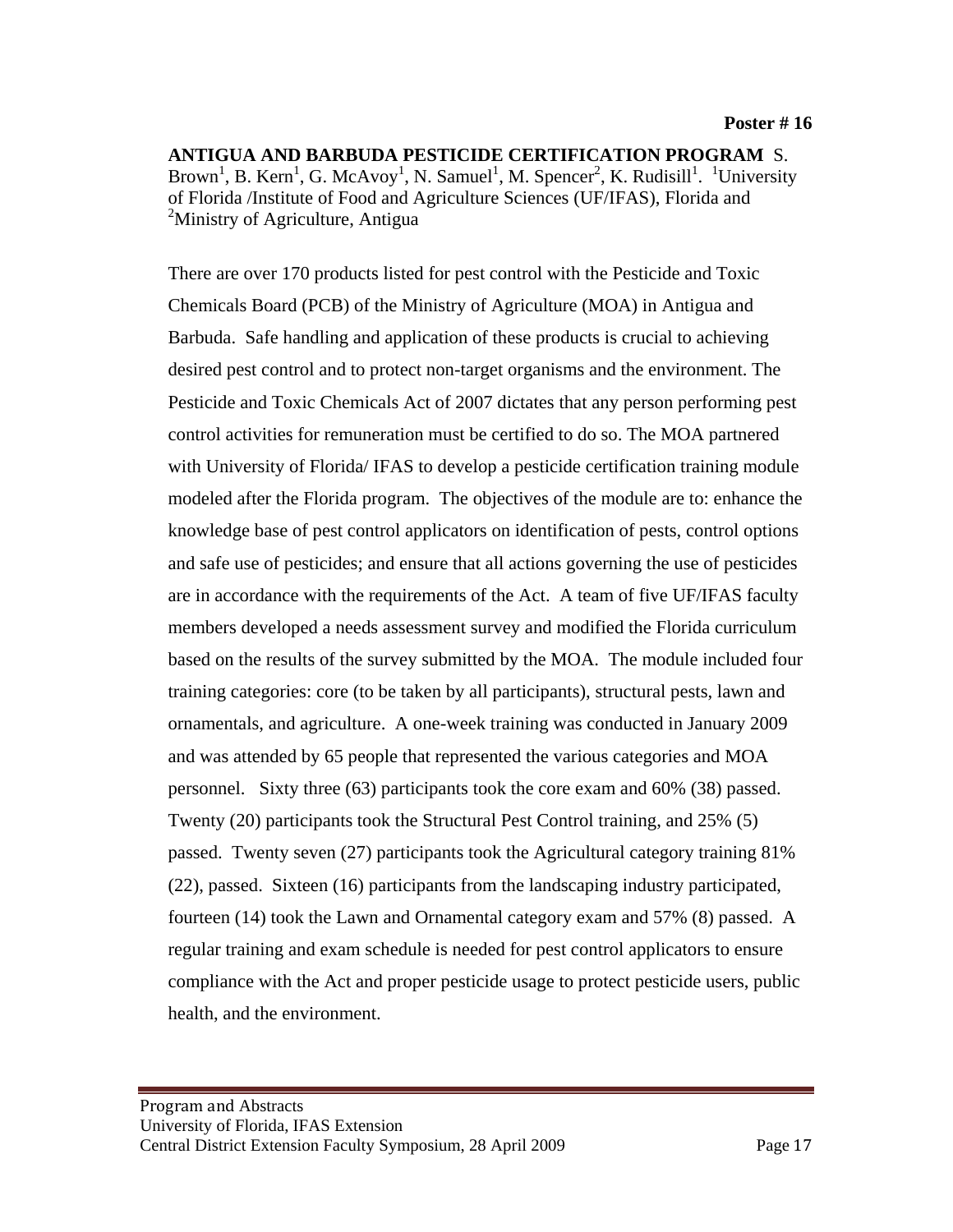**Poster # 16**

**ANTIGUA AND BARBUDA PESTICIDE CERTIFICATION PROGRAM** S. Brown[1], B. Kern[1], G. McAvoy[1], N. Samuel[1], M. Spencer[2], K. Rudisill[1]. [1]University of Florida /Institute of Food and Agriculture Sciences (UF/IFAS), Florida and [2]Ministry of Agriculture, Antigua

There are over 170 products listed for pest control with the Pesticide and Toxic Chemicals Board (PCB) of the Ministry of Agriculture (MOA) in Antigua and Barbuda. Safe handling and application of these products is crucial to achieving desired pest control and to protect non-target organisms and the environment. The Pesticide and Toxic Chemicals Act of 2007 dictates that any person performing pest control activities for remuneration must be certified to do so. The MOA partnered with University of Florida/ IFAS to develop a pesticide certification training module modeled after the Florida program. The objectives of the module are to: enhance the knowledge base of pest control applicators on identification of pests, control options and safe use of pesticides; and ensure that all actions governing the use of pesticides are in accordance with the requirements of the Act. A team of five UF/IFAS faculty members developed a needs assessment survey and modified the Florida curriculum based on the results of the survey submitted by the MOA. The module included four training categories: core (to be taken by all participants), structural pests, lawn and ornamentals, and agriculture. A one-week training was conducted in January 2009 and was attended by 65 people that represented the various categories and MOA personnel. Sixty three (63) participants took the core exam and 60% (38) passed. Twenty (20) participants took the Structural Pest Control training, and 25% (5) passed. Twenty seven (27) participants took the Agricultural category training 81% (22), passed. Sixteen (16) participants from the landscaping industry participated, fourteen (14) took the Lawn and Ornamental category exam and 57% (8) passed. A regular training and exam schedule is needed for pest control applicators to ensure compliance with the Act and proper pesticide usage to protect pesticide users, public health, and the environment.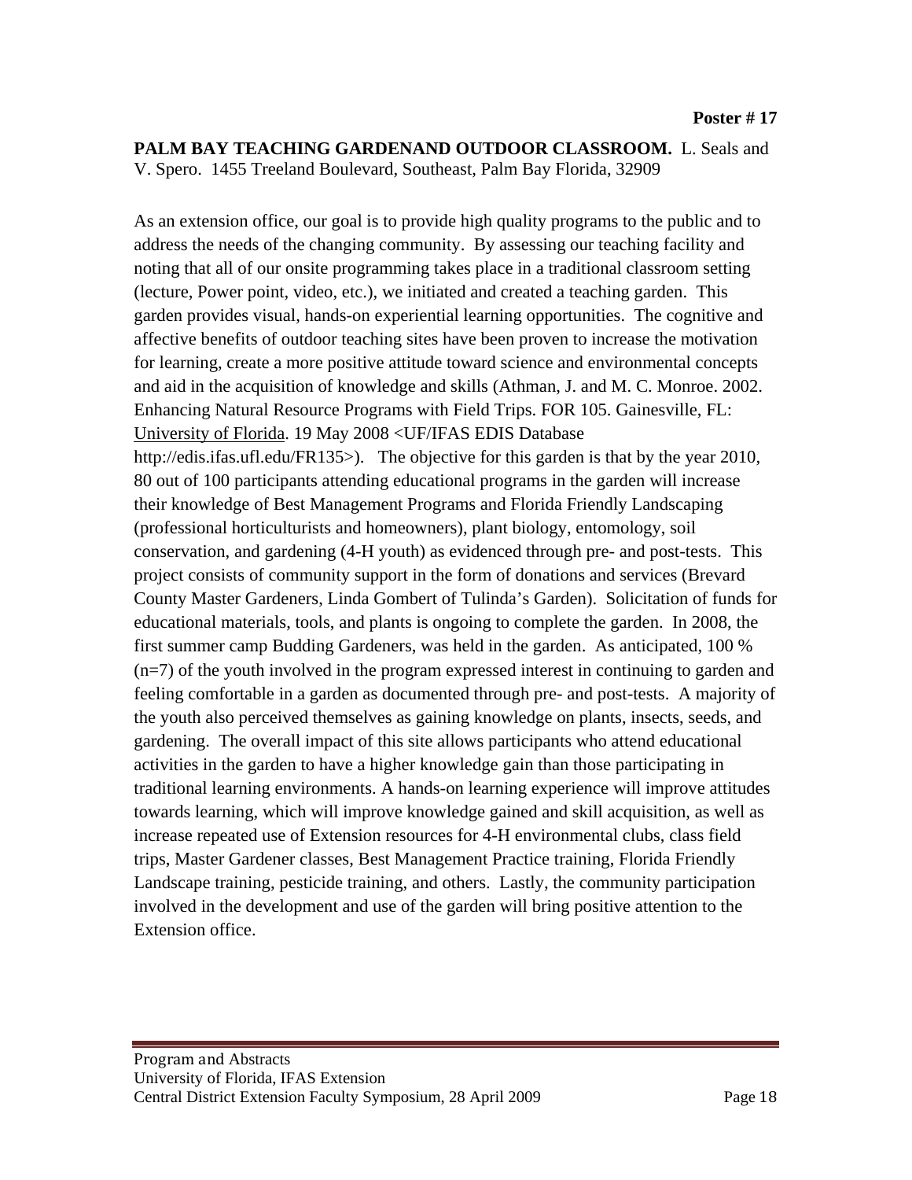**Poster # 17**

**PALM BAY TEACHING GARDENAND OUTDOOR CLASSROOM.** L. Seals and V. Spero. 1455 Treeland Boulevard, Southeast, Palm Bay Florida, 32909

As an extension office, our goal is to provide high quality programs to the public and to address the needs of the changing community. By assessing our teaching facility and noting that all of our onsite programming takes place in a traditional classroom setting (lecture, Power point, video, etc.), we initiated and created a teaching garden. This garden provides visual, hands-on experiential learning opportunities. The cognitive and affective benefits of outdoor teaching sites have been proven to increase the motivation for learning, create a more positive attitude toward science and environmental concepts and aid in the acquisition of knowledge and skills (Athman, J. and M. C. Monroe. 2002. Enhancing Natural Resource Programs with Field Trips. FOR 105. Gainesville, FL: University of Florida. 19 May 2008 <UF/IFAS EDIS Database http://edis.ifas.ufl.edu/FR135>). The objective for this garden is that by the year 2010, 80 out of 100 participants attending educational programs in the garden will increase their knowledge of Best Management Programs and Florida Friendly Landscaping (professional horticulturists and homeowners), plant biology, entomology, soil conservation, and gardening (4-H youth) as evidenced through pre- and post-tests. This project consists of community support in the form of donations and services (Brevard County Master Gardeners, Linda Gombert of Tulinda's Garden). Solicitation of funds for educational materials, tools, and plants is ongoing to complete the garden. In 2008, the first summer camp Budding Gardeners, was held in the garden. As anticipated, 100 % (n=7) of the youth involved in the program expressed interest in continuing to garden and feeling comfortable in a garden as documented through pre- and post-tests. A majority of the youth also perceived themselves as gaining knowledge on plants, insects, seeds, and gardening. The overall impact of this site allows participants who attend educational activities in the garden to have a higher knowledge gain than those participating in traditional learning environments. A hands-on learning experience will improve attitudes towards learning, which will improve knowledge gained and skill acquisition, as well as increase repeated use of Extension resources for 4-H environmental clubs, class field trips, Master Gardener classes, Best Management Practice training, Florida Friendly Landscape training, pesticide training, and others. Lastly, the community participation involved in the development and use of the garden will bring positive attention to the Extension office.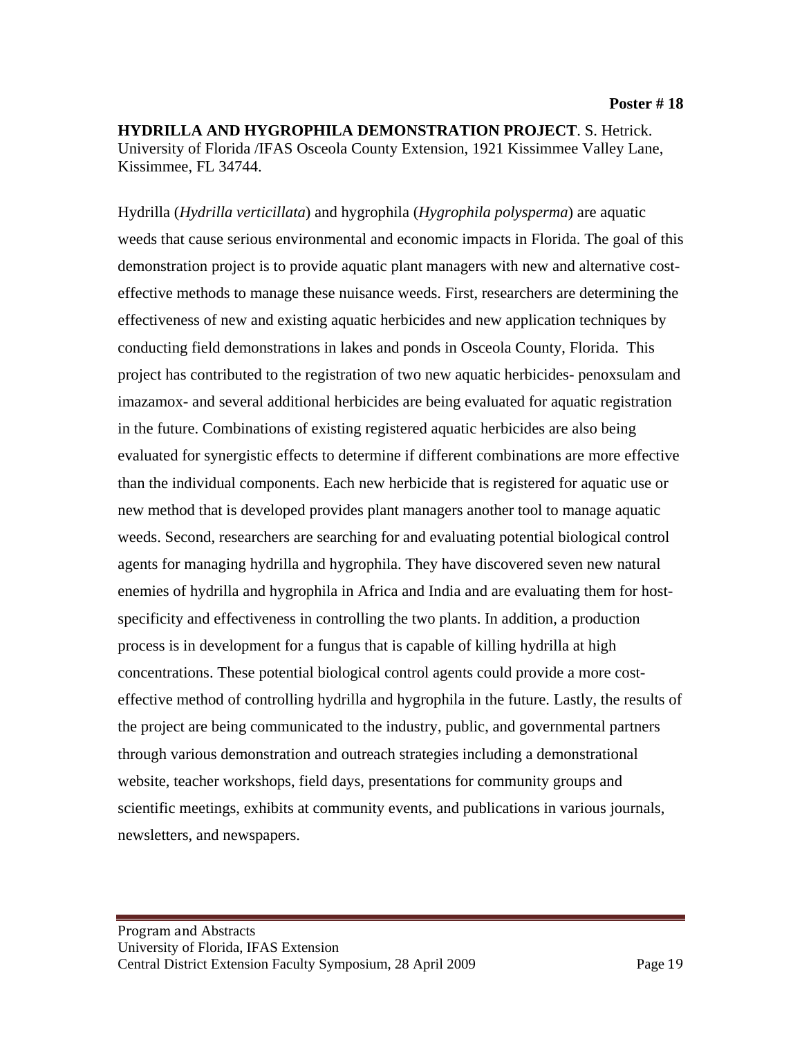**Poster # 18**

**HYDRILLA AND HYGROPHILA DEMONSTRATION PROJECT**. S. Hetrick. University of Florida /IFAS Osceola County Extension, 1921 Kissimmee Valley Lane, Kissimmee, FL 34744.

Hydrilla (*Hydrilla verticillata*) and hygrophila (*Hygrophila polysperma*) are aquatic weeds that cause serious environmental and economic impacts in Florida. The goal of this demonstration project is to provide aquatic plant managers with new and alternative cost-effective methods to manage these nuisance weeds. First, researchers are determining the effectiveness of new and existing aquatic herbicides and new application techniques by conducting field demonstrations in lakes and ponds in Osceola County, Florida. This project has contributed to the registration of two new aquatic herbicides- penoxsulam and imazamox- and several additional herbicides are being evaluated for aquatic registration in the future. Combinations of existing registered aquatic herbicides are also being evaluated for synergistic effects to determine if different combinations are more effective than the individual components. Each new herbicide that is registered for aquatic use or new method that is developed provides plant managers another tool to manage aquatic weeds. Second, researchers are searching for and evaluating potential biological control agents for managing hydrilla and hygrophila. They have discovered seven new natural enemies of hydrilla and hygrophila in Africa and India and are evaluating them for host-specificity and effectiveness in controlling the two plants. In addition, a production process is in development for a fungus that is capable of killing hydrilla at high concentrations. These potential biological control agents could provide a more cost-effective method of controlling hydrilla and hygrophila in the future. Lastly, the results of the project are being communicated to the industry, public, and governmental partners through various demonstration and outreach strategies including a demonstrational website, teacher workshops, field days, presentations for community groups and scientific meetings, exhibits at community events, and publications in various journals, newsletters, and newspapers.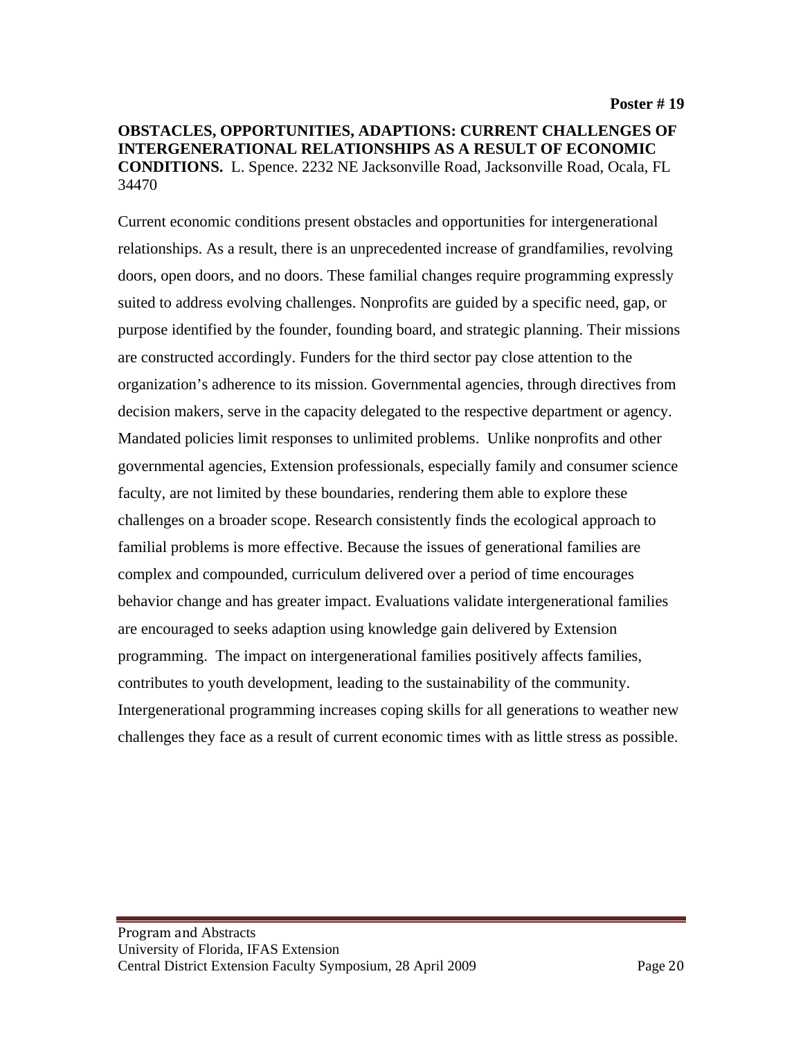**Poster # 19**

**OBSTACLES, OPPORTUNITIES, ADAPTIONS: CURRENT CHALLENGES OF INTERGENERATIONAL RELATIONSHIPS AS A RESULT OF ECONOMIC CONDITIONS.** L. Spence. 2232 NE Jacksonville Road, Jacksonville Road, Ocala, FL 34470

Current economic conditions present obstacles and opportunities for intergenerational relationships. As a result, there is an unprecedented increase of grandfamilies, revolving doors, open doors, and no doors. These familial changes require programming expressly suited to address evolving challenges. Nonprofits are guided by a specific need, gap, or purpose identified by the founder, founding board, and strategic planning. Their missions are constructed accordingly. Funders for the third sector pay close attention to the organization's adherence to its mission. Governmental agencies, through directives from decision makers, serve in the capacity delegated to the respective department or agency. Mandated policies limit responses to unlimited problems. Unlike nonprofits and other governmental agencies, Extension professionals, especially family and consumer science faculty, are not limited by these boundaries, rendering them able to explore these challenges on a broader scope. Research consistently finds the ecological approach to familial problems is more effective. Because the issues of generational families are complex and compounded, curriculum delivered over a period of time encourages behavior change and has greater impact. Evaluations validate intergenerational families are encouraged to seeks adaption using knowledge gain delivered by Extension programming. The impact on intergenerational families positively affects families, contributes to youth development, leading to the sustainability of the community. Intergenerational programming increases coping skills for all generations to weather new challenges they face as a result of current economic times with as little stress as possible.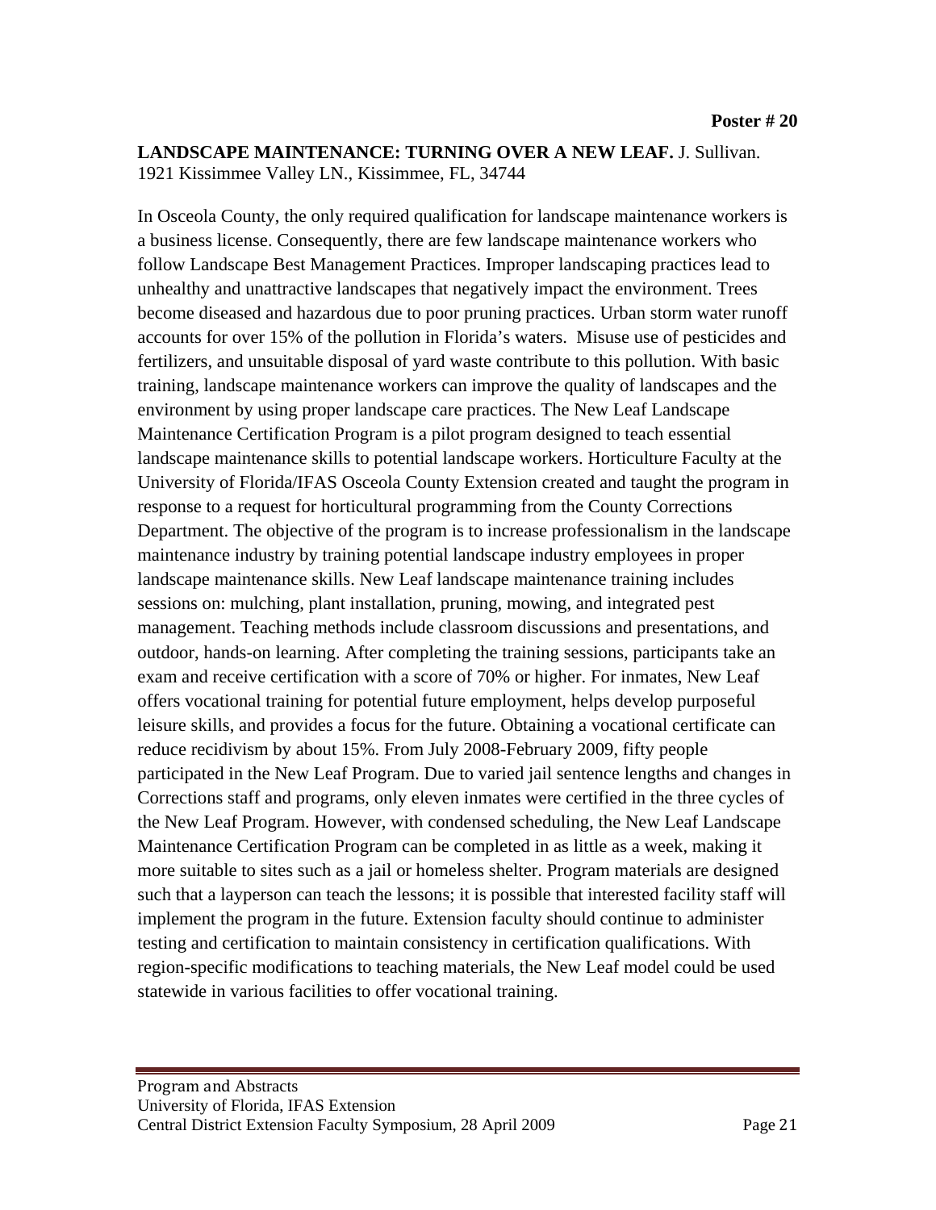**Poster # 20**

**LANDSCAPE MAINTENANCE: TURNING OVER A NEW LEAF.** J. Sullivan. 1921 Kissimmee Valley LN., Kissimmee, FL, 34744

In Osceola County, the only required qualification for landscape maintenance workers is a business license. Consequently, there are few landscape maintenance workers who follow Landscape Best Management Practices. Improper landscaping practices lead to unhealthy and unattractive landscapes that negatively impact the environment. Trees become diseased and hazardous due to poor pruning practices. Urban storm water runoff accounts for over 15% of the pollution in Florida's waters. Misuse use of pesticides and fertilizers, and unsuitable disposal of yard waste contribute to this pollution. With basic training, landscape maintenance workers can improve the quality of landscapes and the environment by using proper landscape care practices. The New Leaf Landscape Maintenance Certification Program is a pilot program designed to teach essential landscape maintenance skills to potential landscape workers. Horticulture Faculty at the University of Florida/IFAS Osceola County Extension created and taught the program in response to a request for horticultural programming from the County Corrections Department. The objective of the program is to increase professionalism in the landscape maintenance industry by training potential landscape industry employees in proper landscape maintenance skills. New Leaf landscape maintenance training includes sessions on: mulching, plant installation, pruning, mowing, and integrated pest management. Teaching methods include classroom discussions and presentations, and outdoor, hands-on learning. After completing the training sessions, participants take an exam and receive certification with a score of 70% or higher. For inmates, New Leaf offers vocational training for potential future employment, helps develop purposeful leisure skills, and provides a focus for the future. Obtaining a vocational certificate can reduce recidivism by about 15%. From July 2008-February 2009, fifty people participated in the New Leaf Program. Due to varied jail sentence lengths and changes in Corrections staff and programs, only eleven inmates were certified in the three cycles of the New Leaf Program. However, with condensed scheduling, the New Leaf Landscape Maintenance Certification Program can be completed in as little as a week, making it more suitable to sites such as a jail or homeless shelter. Program materials are designed such that a layperson can teach the lessons; it is possible that interested facility staff will implement the program in the future. Extension faculty should continue to administer testing and certification to maintain consistency in certification qualifications. With region-specific modifications to teaching materials, the New Leaf model could be used statewide in various facilities to offer vocational training.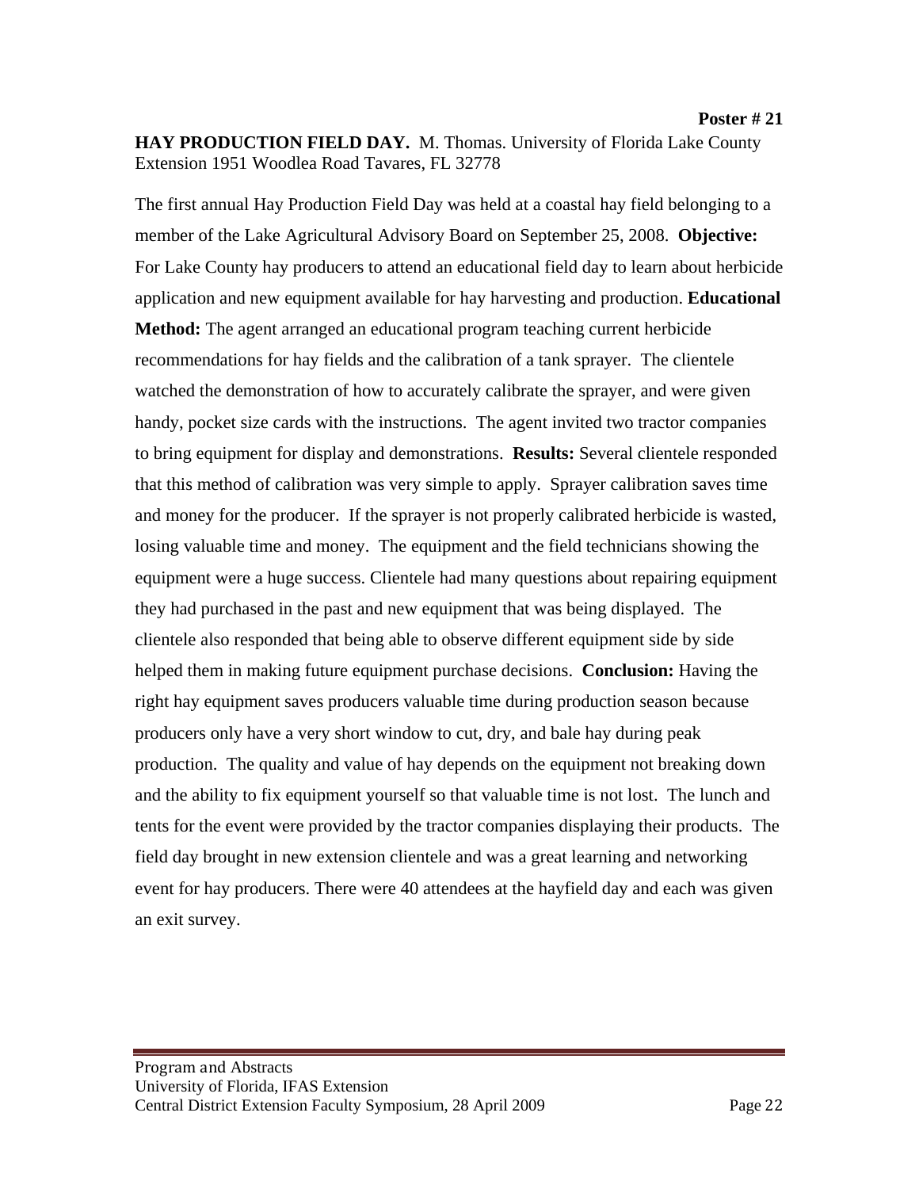**Poster # 21**

**HAY PRODUCTION FIELD DAY.** M. Thomas. University of Florida Lake County Extension 1951 Woodlea Road Tavares, FL 32778

The first annual Hay Production Field Day was held at a coastal hay field belonging to a member of the Lake Agricultural Advisory Board on September 25, 2008. **Objective:** For Lake County hay producers to attend an educational field day to learn about herbicide application and new equipment available for hay harvesting and production. **Educational Method:** The agent arranged an educational program teaching current herbicide recommendations for hay fields and the calibration of a tank sprayer. The clientele watched the demonstration of how to accurately calibrate the sprayer, and were given handy, pocket size cards with the instructions. The agent invited two tractor companies to bring equipment for display and demonstrations. **Results:** Several clientele responded that this method of calibration was very simple to apply. Sprayer calibration saves time and money for the producer. If the sprayer is not properly calibrated herbicide is wasted, losing valuable time and money. The equipment and the field technicians showing the equipment were a huge success. Clientele had many questions about repairing equipment they had purchased in the past and new equipment that was being displayed. The clientele also responded that being able to observe different equipment side by side helped them in making future equipment purchase decisions. **Conclusion:** Having the right hay equipment saves producers valuable time during production season because producers only have a very short window to cut, dry, and bale hay during peak production. The quality and value of hay depends on the equipment not breaking down and the ability to fix equipment yourself so that valuable time is not lost. The lunch and tents for the event were provided by the tractor companies displaying their products. The field day brought in new extension clientele and was a great learning and networking event for hay producers. There were 40 attendees at the hayfield day and each was given an exit survey.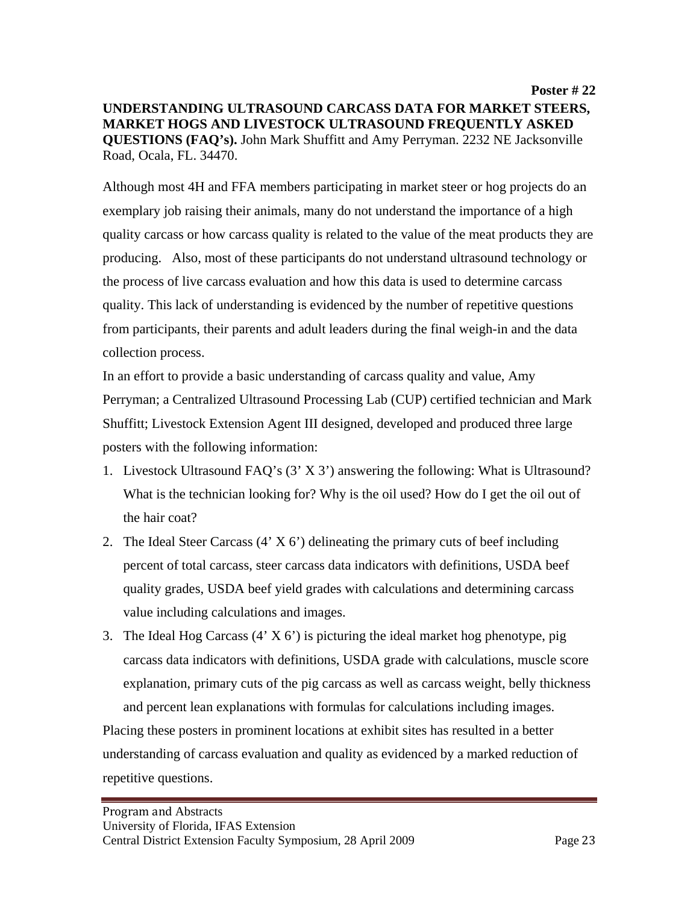**Poster # 22**

**UNDERSTANDING ULTRASOUND CARCASS DATA FOR MARKET STEERS, MARKET HOGS AND LIVESTOCK ULTRASOUND FREQUENTLY ASKED QUESTIONS (FAQ's).** John Mark Shuffitt and Amy Perryman. 2232 NE Jacksonville Road, Ocala, FL. 34470.

Although most 4H and FFA members participating in market steer or hog projects do an exemplary job raising their animals, many do not understand the importance of a high quality carcass or how carcass quality is related to the value of the meat products they are producing. Also, most of these participants do not understand ultrasound technology or the process of live carcass evaluation and how this data is used to determine carcass quality. This lack of understanding is evidenced by the number of repetitive questions from participants, their parents and adult leaders during the final weigh-in and the data collection process.

In an effort to provide a basic understanding of carcass quality and value, Amy Perryman; a Centralized Ultrasound Processing Lab (CUP) certified technician and Mark Shuffitt; Livestock Extension Agent III designed, developed and produced three large posters with the following information:

1. Livestock Ultrasound FAQ's (3' X 3') answering the following: What is Ultrasound? What is the technician looking for? Why is the oil used? How do I get the oil out of the hair coat?
2. The Ideal Steer Carcass (4' X 6') delineating the primary cuts of beef including percent of total carcass, steer carcass data indicators with definitions, USDA beef quality grades, USDA beef yield grades with calculations and determining carcass value including calculations and images.
3. The Ideal Hog Carcass (4' X 6') is picturing the ideal market hog phenotype, pig carcass data indicators with definitions, USDA grade with calculations, muscle score explanation, primary cuts of the pig carcass as well as carcass weight, belly thickness and percent lean explanations with formulas for calculations including images.

Placing these posters in prominent locations at exhibit sites has resulted in a better understanding of carcass evaluation and quality as evidenced by a marked reduction of repetitive questions.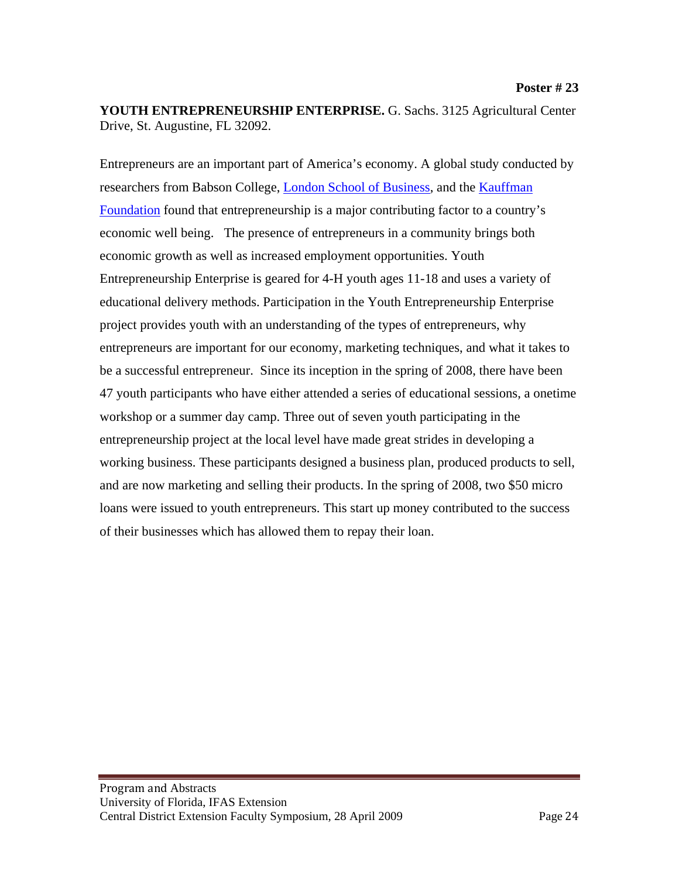**Poster # 23**

**YOUTH ENTREPRENEURSHIP ENTERPRISE.** G. Sachs. 3125 Agricultural Center Drive, St. Augustine, FL 32092.

Entrepreneurs are an important part of America's economy. A global study conducted by researchers from Babson College, London School of Business, and the Kauffman Foundation found that entrepreneurship is a major contributing factor to a country's economic well being. The presence of entrepreneurs in a community brings both economic growth as well as increased employment opportunities. Youth Entrepreneurship Enterprise is geared for 4-H youth ages 11-18 and uses a variety of educational delivery methods. Participation in the Youth Entrepreneurship Enterprise project provides youth with an understanding of the types of entrepreneurs, why entrepreneurs are important for our economy, marketing techniques, and what it takes to be a successful entrepreneur. Since its inception in the spring of 2008, there have been 47 youth participants who have either attended a series of educational sessions, a onetime workshop or a summer day camp. Three out of seven youth participating in the entrepreneurship project at the local level have made great strides in developing a working business. These participants designed a business plan, produced products to sell, and are now marketing and selling their products. In the spring of 2008, two $50 micro loans were issued to youth entrepreneurs. This start up money contributed to the success of their businesses which has allowed them to repay their loan.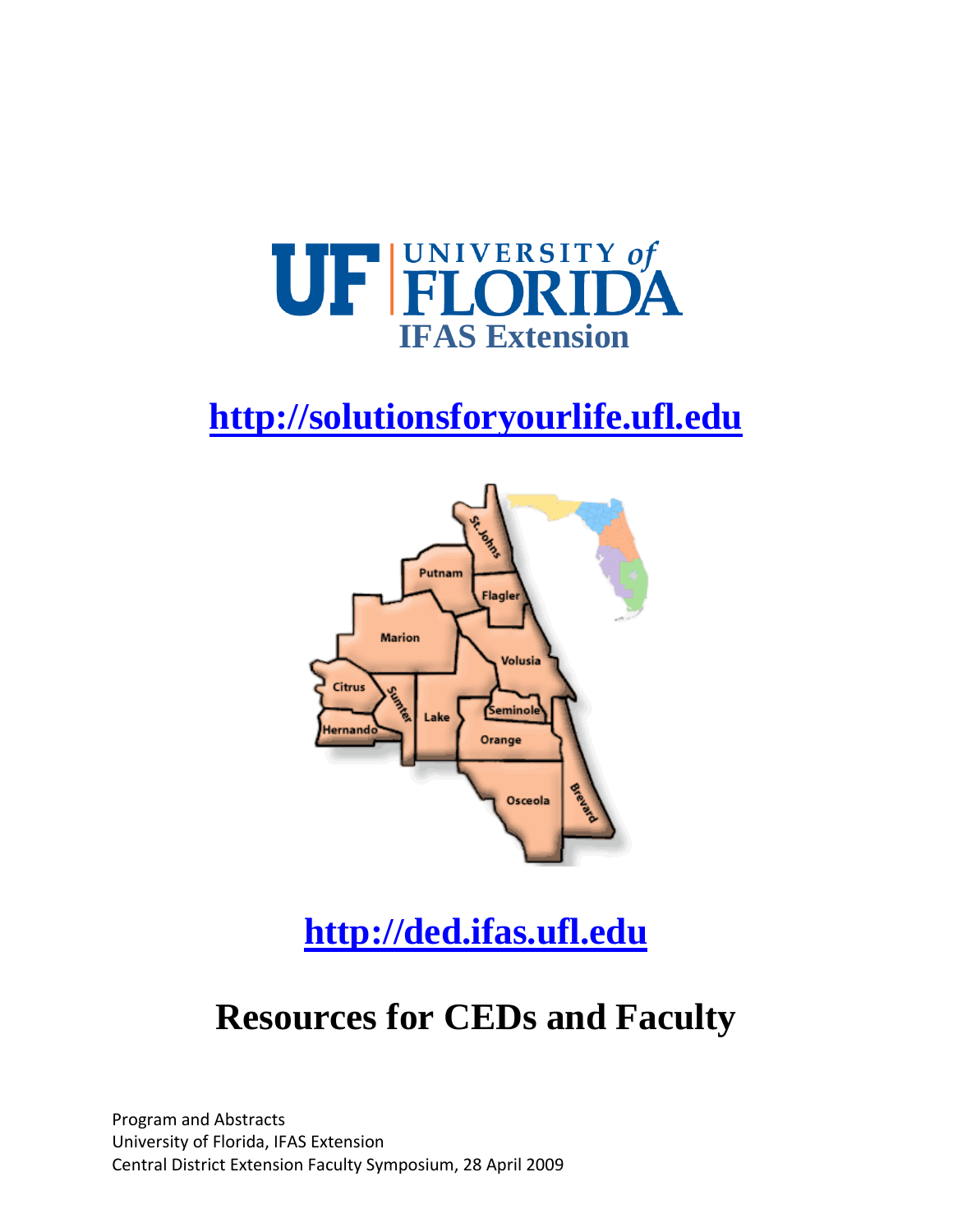UF UNIVERSITY of FLORIDA
IFAS Extension

**[http://solutionsforyourlife.ufl.edu](http://solutionsforyourlife.ufl.edu)**

St. Johns
Putnam
Flagler
Marion
Volusia
Citrus
Sumter
Lake
Seminole
Hernando
Orange
Osceola
Brevard

**[http://ded.ifas.ufl.edu](http://ded.ifas.ufl.edu)**

# Resources for CEDs and Faculty

Program and Abstracts
University of Florida, IFAS Extension
Central District Extension Faculty Symposium, 28 April 2009